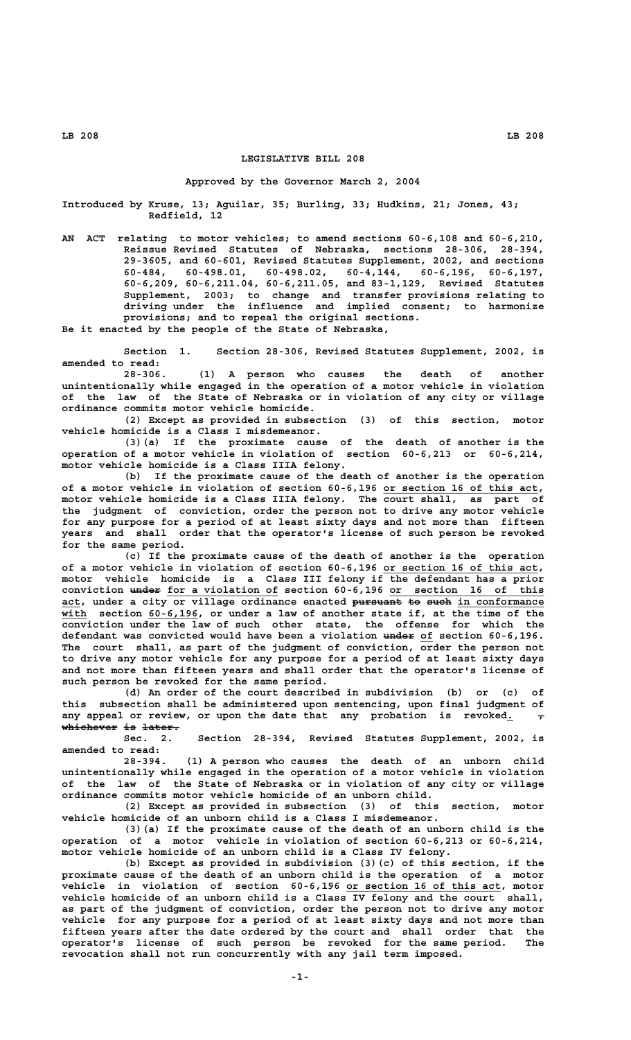# LEGISLATIVE BILL 208

**Approved by the Governor March 2, 2004**

**Introduced by Kruse, 13; Aguilar, 35; Burling, 33; Hudkins, 21; Jones, 43; Redfield, 12**

AN ACT relating to motor vehicles; to amend sections 60-6,108 and 60-6,210, Reissue Revised Statutes of Nebraska, sections 28-306, 28-394, 29-3605, and 60-601, Revised Statutes Supplement, 2002, and sections 60-484, 60-498.01, 60-498.02, 60-4,144, 60-6,196, 60-6,197, 60-6,209, 60-6,211.04, 60-6,211.05, and 83-1,129, Revised Statutes Supplement, 2003; to change and transfer provisions relating to driving under the influence and implied consent; to harmonize provisions; and to repeal the original sections.

Be it enacted by the people of the State of Nebraska,

Section 1. Section 28-306, Revised Statutes Supplement, 2002, is amended to read:

28-306. (1) A person who causes the death of another unintentionally while engaged in the operation of a motor vehicle in violation of the law of the State of Nebraska or in violation of any city or village ordinance commits motor vehicle homicide.

(2) Except as provided in subsection (3) of this section, motor vehicle homicide is a Class I misdemeanor.

(3)(a) If the proximate cause of the death of another is the operation of a motor vehicle in violation of section 60-6,213 or 60-6,214, motor vehicle homicide is a Class IIIA felony.

(b) If the proximate cause of the death of another is the operation of a motor vehicle in violation of section 60-6,196 or section 16 of this act, motor vehicle homicide is a Class IIIA felony. The court shall, as part of the judgment of conviction, order the person not to drive any motor vehicle for any purpose for a period of at least sixty days and not more than fifteen years and shall order that the operator's license of such person be revoked for the same period.

(c) If the proximate cause of the death of another is the operation of a motor vehicle in violation of section 60-6,196 or section 16 of this act, motor vehicle homicide is a Class III felony if the defendant has a prior conviction ~~under~~ for a violation of section 60-6,196 or section 16 of this act, under a city or village ordinance enacted ~~pursuant to such~~ in conformance with section 60-6,196, or under a law of another state if, at the time of the conviction under the law of such other state, the offense for which the defendant was convicted would have been a violation ~~under~~ of section 60-6,196. The court shall, as part of the judgment of conviction, order the person not to drive any motor vehicle for any purpose for a period of at least sixty days and not more than fifteen years and shall order that the operator's license of such person be revoked for the same period.

(d) An order of the court described in subdivision (b) or (c) of this subsection shall be administered upon sentencing, upon final judgment of any appeal or review, or upon the date that any probation is revoked. ~~, whichever is later.~~

Sec. 2. Section 28-394, Revised Statutes Supplement, 2002, is amended to read:

28-394. (1) A person who causes the death of an unborn child unintentionally while engaged in the operation of a motor vehicle in violation of the law of the State of Nebraska or in violation of any city or village ordinance commits motor vehicle homicide of an unborn child.

(2) Except as provided in subsection (3) of this section, motor vehicle homicide of an unborn child is a Class I misdemeanor.

(3)(a) If the proximate cause of the death of an unborn child is the operation of a motor vehicle in violation of section 60-6,213 or 60-6,214, motor vehicle homicide of an unborn child is a Class IV felony.

(b) Except as provided in subdivision (3)(c) of this section, if the proximate cause of the death of an unborn child is the operation of a motor vehicle in violation of section 60-6,196 or section 16 of this act, motor vehicle homicide of an unborn child is a Class IV felony and the court shall, as part of the judgment of conviction, order the person not to drive any motor vehicle for any purpose for a period of at least sixty days and not more than fifteen years after the date ordered by the court and shall order that the operator's license of such person be revoked for the same period. The revocation shall not run concurrently with any jail term imposed.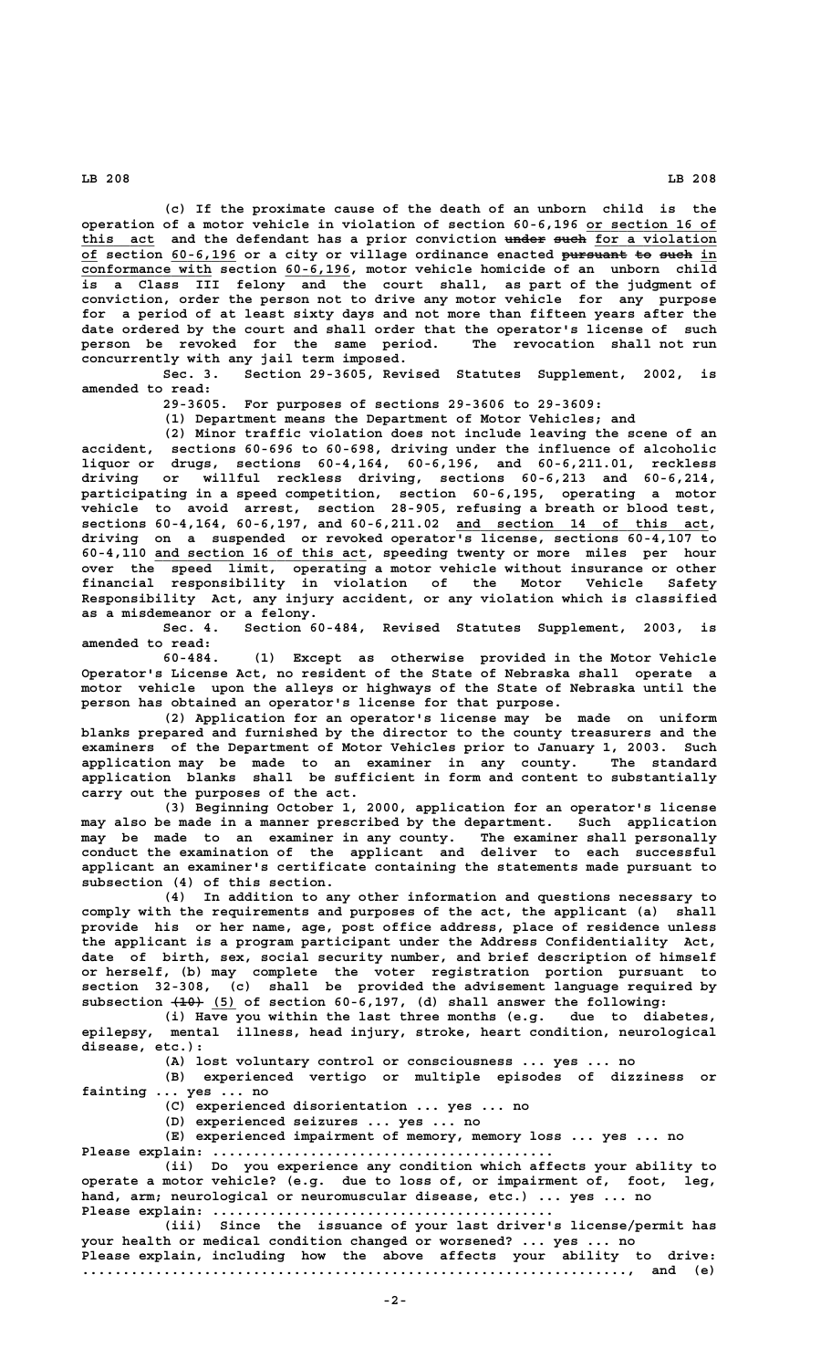(c) If the proximate cause of the death of an unborn child is the operation of a motor vehicle in violation of section 60-6,196 or section 16 of this act and the defendant has a prior conviction ~~under such~~ for a violation of section 60-6,196 or a city or village ordinance enacted ~~pursuant to such~~ in conformance with section 60-6,196, motor vehicle homicide of an unborn child is a Class III felony and the court shall, as part of the judgment of conviction, order the person not to drive any motor vehicle for any purpose for a period of at least sixty days and not more than fifteen years after the date ordered by the court and shall order that the operator's license of such person be revoked for the same period. The revocation shall not run concurrently with any jail term imposed.

Sec. 3. Section 29-3605, Revised Statutes Supplement, 2002, is amended to read:

29-3605. For purposes of sections 29-3606 to 29-3609:

(1) Department means the Department of Motor Vehicles; and

(2) Minor traffic violation does not include leaving the scene of an accident, sections 60-696 to 60-698, driving under the influence of alcoholic liquor or drugs, sections 60-4,164, 60-6,196, and 60-6,211.01, reckless driving or willful reckless driving, sections 60-6,213 and 60-6,214, participating in a speed competition, section 60-6,195, operating a motor vehicle to avoid arrest, section 28-905, refusing a breath or blood test, sections 60-4,164, 60-6,197, and 60-6,211.02 and section 14 of this act, driving on a suspended or revoked operator's license, sections 60-4,107 to 60-4,110 and section 16 of this act, speeding twenty or more miles per hour over the speed limit, operating a motor vehicle without insurance or other financial responsibility in violation of the Motor Vehicle Safety Responsibility Act, any injury accident, or any violation which is classified as a misdemeanor or a felony.

Sec. 4. Section 60-484, Revised Statutes Supplement, 2003, is amended to read:

60-484. (1) Except as otherwise provided in the Motor Vehicle Operator's License Act, no resident of the State of Nebraska shall operate a motor vehicle upon the alleys or highways of the State of Nebraska until the person has obtained an operator's license for that purpose.

(2) Application for an operator's license may be made on uniform blanks prepared and furnished by the director to the county treasurers and the examiners of the Department of Motor Vehicles prior to January 1, 2003. Such application may be made to an examiner in any county. The standard application blanks shall be sufficient in form and content to substantially carry out the purposes of the act.

(3) Beginning October 1, 2000, application for an operator's license may also be made in a manner prescribed by the department. Such application may be made to an examiner in any county. The examiner shall personally conduct the examination of the applicant and deliver to each successful applicant an examiner's certificate containing the statements made pursuant to subsection (4) of this section.

(4) In addition to any other information and questions necessary to comply with the requirements and purposes of the act, the applicant (a) shall provide his or her name, age, post office address, place of residence unless the applicant is a program participant under the Address Confidentiality Act, date of birth, sex, social security number, and brief description of himself or herself, (b) may complete the voter registration portion pursuant to section 32-308, (c) shall be provided the advisement language required by subsection ~~(10)~~ (5) of section 60-6,197, (d) shall answer the following:

(i) Have you within the last three months (e.g. due to diabetes, epilepsy, mental illness, head injury, stroke, heart condition, neurological disease, etc.):

(A) lost voluntary control or consciousness ... yes ... no

(B) experienced vertigo or multiple episodes of dizziness or fainting ... yes ... no

(C) experienced disorientation ... yes ... no

(D) experienced seizures ... yes ... no

(E) experienced impairment of memory, memory loss ... yes ... no

Please explain: ........................................

(ii) Do you experience any condition which affects your ability to operate a motor vehicle? (e.g. due to loss of, or impairment of, foot, leg, hand, arm; neurological or neuromuscular disease, etc.) ... yes ... no

Please explain: ........................................

(iii) Since the issuance of your last driver's license/permit has your health or medical condition changed or worsened? ... yes ... no

Please explain, including how the above affects your ability to drive: ................................................................, and (e)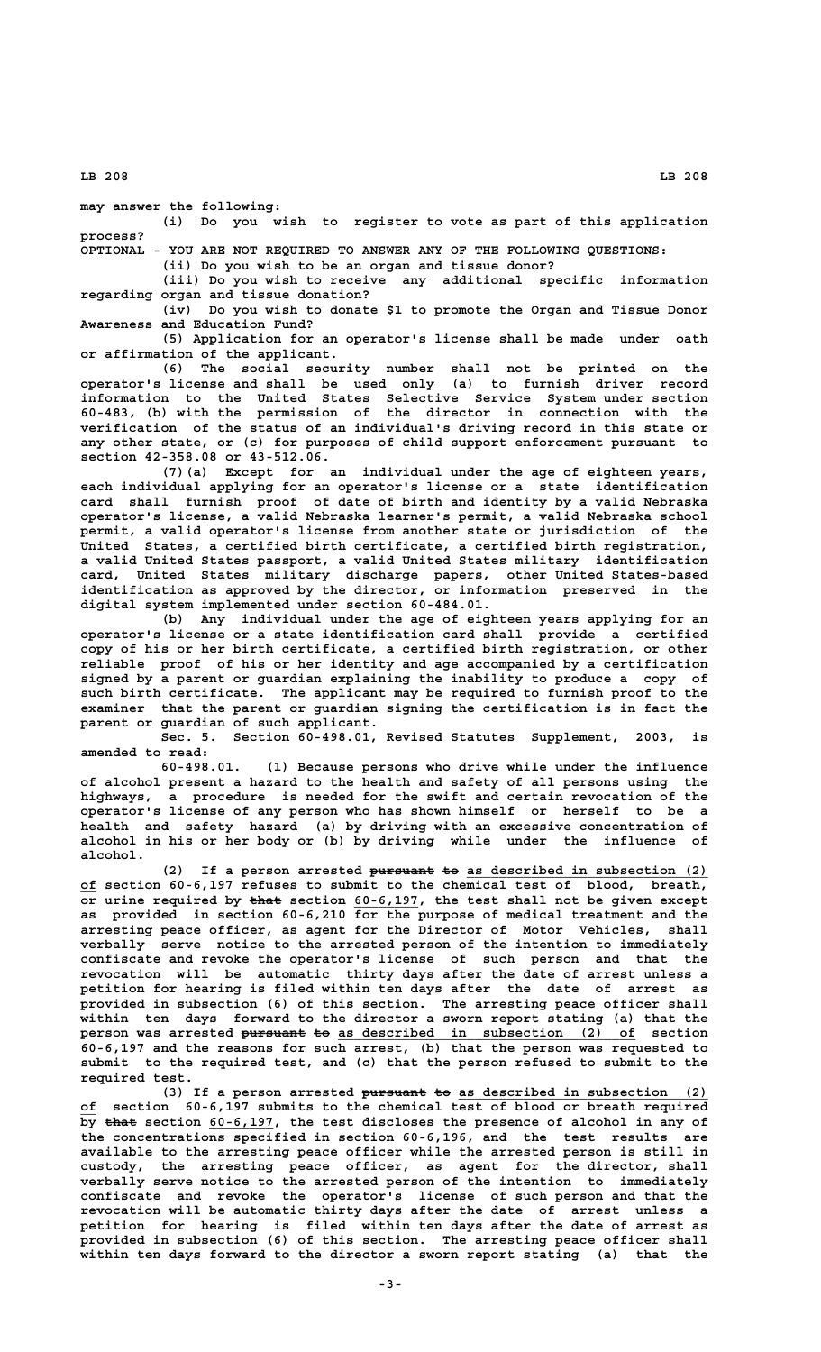may answer the following:

(i) Do you wish to register to vote as part of this application process?

OPTIONAL - YOU ARE NOT REQUIRED TO ANSWER ANY OF THE FOLLOWING QUESTIONS:

(ii) Do you wish to be an organ and tissue donor?

(iii) Do you wish to receive any additional specific information regarding organ and tissue donation?

(iv) Do you wish to donate $1 to promote the Organ and Tissue Donor Awareness and Education Fund?

(5) Application for an operator's license shall be made under oath or affirmation of the applicant.

(6) The social security number shall not be printed on the operator's license and shall be used only (a) to furnish driver record information to the United States Selective Service System under section 60-483, (b) with the permission of the director in connection with the verification of the status of an individual's driving record in this state or any other state, or (c) for purposes of child support enforcement pursuant to section 42-358.08 or 43-512.06.

(7)(a) Except for an individual under the age of eighteen years, each individual applying for an operator's license or a state identification card shall furnish proof of date of birth and identity by a valid Nebraska operator's license, a valid Nebraska learner's permit, a valid Nebraska school permit, a valid operator's license from another state or jurisdiction of the United States, a certified birth certificate, a certified birth registration, a valid United States passport, a valid United States military identification card, United States military discharge papers, other United States-based identification as approved by the director, or information preserved in the digital system implemented under section 60-484.01.

(b) Any individual under the age of eighteen years applying for an operator's license or a state identification card shall provide a certified copy of his or her birth certificate, a certified birth registration, or other reliable proof of his or her identity and age accompanied by a certification signed by a parent or guardian explaining the inability to produce a copy of such birth certificate. The applicant may be required to furnish proof to the examiner that the parent or guardian signing the certification is in fact the parent or guardian of such applicant.

Sec. 5. Section 60-498.01, Revised Statutes Supplement, 2003, is amended to read:

60-498.01. (1) Because persons who drive while under the influence of alcohol present a hazard to the health and safety of all persons using the highways, a procedure is needed for the swift and certain revocation of the operator's license of any person who has shown himself or herself to be a health and safety hazard (a) by driving with an excessive concentration of alcohol in his or her body or (b) by driving while under the influence of alcohol.

(2) If a person arrested ~~pursuant to~~ as described in subsection (2) of section 60-6,197 refuses to submit to the chemical test of blood, breath, or urine required by ~~that~~ section 60-6,197, the test shall not be given except as provided in section 60-6,210 for the purpose of medical treatment and the arresting peace officer, as agent for the Director of Motor Vehicles, shall verbally serve notice to the arrested person of the intention to immediately confiscate and revoke the operator's license of such person and that the revocation will be automatic thirty days after the date of arrest unless a petition for hearing is filed within ten days after the date of arrest as provided in subsection (6) of this section. The arresting peace officer shall within ten days forward to the director a sworn report stating (a) that the person was arrested ~~pursuant to~~ as described in subsection (2) of section 60-6,197 and the reasons for such arrest, (b) that the person was requested to submit to the required test, and (c) that the person refused to submit to the required test.

(3) If a person arrested ~~pursuant to~~ as described in subsection (2) of section 60-6,197 submits to the chemical test of blood or breath required by ~~that~~ section 60-6,197, the test discloses the presence of alcohol in any of the concentrations specified in section 60-6,196, and the test results are available to the arresting peace officer while the arrested person is still in custody, the arresting peace officer, as agent for the director, shall verbally serve notice to the arrested person of the intention to immediately confiscate and revoke the operator's license of such person and that the revocation will be automatic thirty days after the date of arrest unless a petition for hearing is filed within ten days after the date of arrest as provided in subsection (6) of this section. The arresting peace officer shall within ten days forward to the director a sworn report stating (a) that the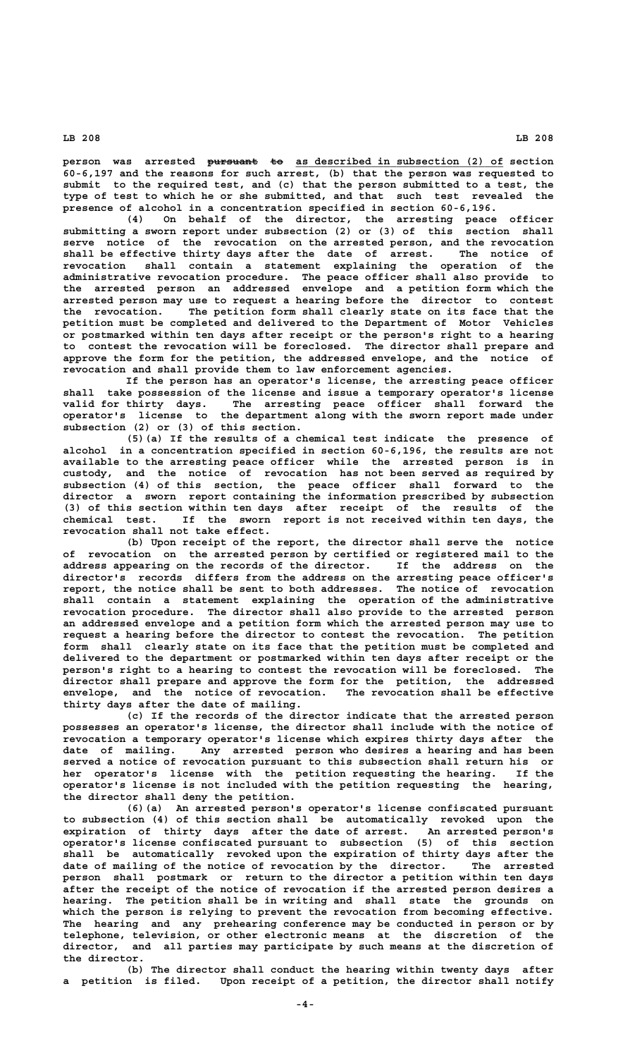person was arrested ~~pursuant to~~ as described in subsection (2) of section 60-6,197 and the reasons for such arrest, (b) that the person was requested to submit to the required test, and (c) that the person submitted to a test, the type of test to which he or she submitted, and that such test revealed the presence of alcohol in a concentration specified in section 60-6,196.

(4) On behalf of the director, the arresting peace officer submitting a sworn report under subsection (2) or (3) of this section shall serve notice of the revocation on the arrested person, and the revocation shall be effective thirty days after the date of arrest. The notice of revocation shall contain a statement explaining the operation of the administrative revocation procedure. The peace officer shall also provide to the arrested person an addressed envelope and a petition form which the arrested person may use to request a hearing before the director to contest the revocation. The petition form shall clearly state on its face that the petition must be completed and delivered to the Department of Motor Vehicles or postmarked within ten days after receipt or the person's right to a hearing to contest the revocation will be foreclosed. The director shall prepare and approve the form for the petition, the addressed envelope, and the notice of revocation and shall provide them to law enforcement agencies.

If the person has an operator's license, the arresting peace officer shall take possession of the license and issue a temporary operator's license valid for thirty days. The arresting peace officer shall forward the operator's license to the department along with the sworn report made under subsection (2) or (3) of this section.

(5)(a) If the results of a chemical test indicate the presence of alcohol in a concentration specified in section 60-6,196, the results are not available to the arresting peace officer while the arrested person is in custody, and the notice of revocation has not been served as required by subsection (4) of this section, the peace officer shall forward to the director a sworn report containing the information prescribed by subsection (3) of this section within ten days after receipt of the results of the chemical test. If the sworn report is not received within ten days, the revocation shall not take effect.

(b) Upon receipt of the report, the director shall serve the notice of revocation on the arrested person by certified or registered mail to the address appearing on the records of the director. If the address on the director's records differs from the address on the arresting peace officer's report, the notice shall be sent to both addresses. The notice of revocation shall contain a statement explaining the operation of the administrative revocation procedure. The director shall also provide to the arrested person an addressed envelope and a petition form which the arrested person may use to request a hearing before the director to contest the revocation. The petition form shall clearly state on its face that the petition must be completed and delivered to the department or postmarked within ten days after receipt or the person's right to a hearing to contest the revocation will be foreclosed. The director shall prepare and approve the form for the petition, the addressed envelope, and the notice of revocation. The revocation shall be effective thirty days after the date of mailing.

(c) If the records of the director indicate that the arrested person possesses an operator's license, the director shall include with the notice of revocation a temporary operator's license which expires thirty days after the date of mailing. Any arrested person who desires a hearing and has been served a notice of revocation pursuant to this subsection shall return his or her operator's license with the petition requesting the hearing. If the operator's license is not included with the petition requesting the hearing, the director shall deny the petition.

(6)(a) An arrested person's operator's license confiscated pursuant to subsection (4) of this section shall be automatically revoked upon the expiration of thirty days after the date of arrest. An arrested person's operator's license confiscated pursuant to subsection (5) of this section shall be automatically revoked upon the expiration of thirty days after the date of mailing of the notice of revocation by the director. The arrested person shall postmark or return to the director a petition within ten days after the receipt of the notice of revocation if the arrested person desires a hearing. The petition shall be in writing and shall state the grounds on which the person is relying to prevent the revocation from becoming effective. The hearing and any prehearing conference may be conducted in person or by telephone, television, or other electronic means at the discretion of the director, and all parties may participate by such means at the discretion of the director.

(b) The director shall conduct the hearing within twenty days after a petition is filed. Upon receipt of a petition, the director shall notify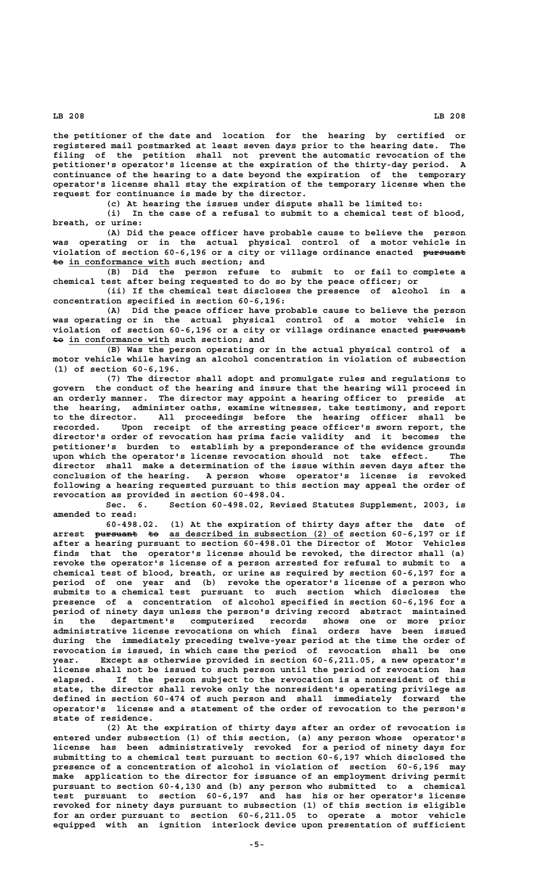the petitioner of the date and location for the hearing by certified or registered mail postmarked at least seven days prior to the hearing date. The filing of the petition shall not prevent the automatic revocation of the petitioner's operator's license at the expiration of the thirty-day period. A continuance of the hearing to a date beyond the expiration of the temporary operator's license shall stay the expiration of the temporary license when the request for continuance is made by the director.

(c) At hearing the issues under dispute shall be limited to:

(i) In the case of a refusal to submit to a chemical test of blood, breath, or urine:

(A) Did the peace officer have probable cause to believe the person was operating or in the actual physical control of a motor vehicle in violation of section 60-6,196 or a city or village ordinance enacted ~~pursuant to~~ in conformance with such section; and

(B) Did the person refuse to submit to or fail to complete a chemical test after being requested to do so by the peace officer; or

(ii) If the chemical test discloses the presence of alcohol in a concentration specified in section 60-6,196:

(A) Did the peace officer have probable cause to believe the person was operating or in the actual physical control of a motor vehicle in violation of section 60-6,196 or a city or village ordinance enacted ~~pursuant to~~ in conformance with such section; and

(B) Was the person operating or in the actual physical control of a motor vehicle while having an alcohol concentration in violation of subsection (1) of section 60-6,196.

(7) The director shall adopt and promulgate rules and regulations to govern the conduct of the hearing and insure that the hearing will proceed in an orderly manner. The director may appoint a hearing officer to preside at the hearing, administer oaths, examine witnesses, take testimony, and report to the director. All proceedings before the hearing officer shall be recorded. Upon receipt of the arresting peace officer's sworn report, the director's order of revocation has prima facie validity and it becomes the petitioner's burden to establish by a preponderance of the evidence grounds upon which the operator's license revocation should not take effect. The director shall make a determination of the issue within seven days after the conclusion of the hearing. A person whose operator's license is revoked following a hearing requested pursuant to this section may appeal the order of revocation as provided in section 60-498.04.

Sec. 6. Section 60-498.02, Revised Statutes Supplement, 2003, is amended to read:

60-498.02. (1) At the expiration of thirty days after the date of arrest ~~pursuant to~~ as described in subsection (2) of section 60-6,197 or if after a hearing pursuant to section 60-498.01 the Director of Motor Vehicles finds that the operator's license should be revoked, the director shall (a) revoke the operator's license of a person arrested for refusal to submit to a chemical test of blood, breath, or urine as required by section 60-6,197 for a period of one year and (b) revoke the operator's license of a person who submits to a chemical test pursuant to such section which discloses the presence of a concentration of alcohol specified in section 60-6,196 for a period of ninety days unless the person's driving record abstract maintained in the department's computerized records shows one or more prior administrative license revocations on which final orders have been issued during the immediately preceding twelve-year period at the time the order of revocation is issued, in which case the period of revocation shall be one year. Except as otherwise provided in section 60-6,211.05, a new operator's license shall not be issued to such person until the period of revocation has elapsed. If the person subject to the revocation is a nonresident of this state, the director shall revoke only the nonresident's operating privilege as defined in section 60-474 of such person and shall immediately forward the operator's license and a statement of the order of revocation to the person's state of residence.

(2) At the expiration of thirty days after an order of revocation is entered under subsection (1) of this section, (a) any person whose operator's license has been administratively revoked for a period of ninety days for submitting to a chemical test pursuant to section 60-6,197 which disclosed the presence of a concentration of alcohol in violation of section 60-6,196 may make application to the director for issuance of an employment driving permit pursuant to section 60-4,130 and (b) any person who submitted to a chemical test pursuant to section 60-6,197 and has his or her operator's license revoked for ninety days pursuant to subsection (1) of this section is eligible for an order pursuant to section 60-6,211.05 to operate a motor vehicle equipped with an ignition interlock device upon presentation of sufficient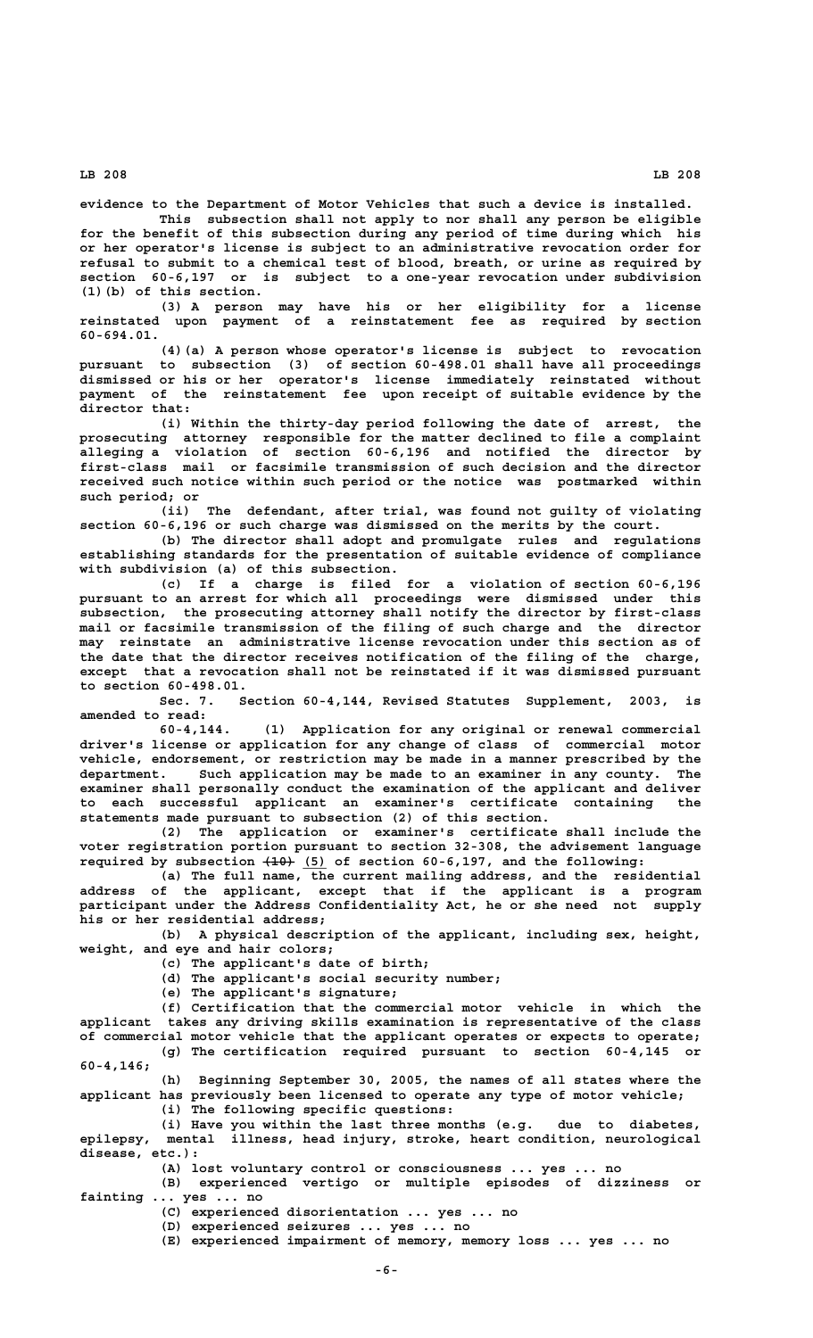evidence to the Department of Motor Vehicles that such a device is installed.

This subsection shall not apply to nor shall any person be eligible for the benefit of this subsection during any period of time during which his or her operator's license is subject to an administrative revocation order for refusal to submit to a chemical test of blood, breath, or urine as required by section 60-6,197 or is subject to a one-year revocation under subdivision (1)(b) of this section.

(3) A person may have his or her eligibility for a license reinstated upon payment of a reinstatement fee as required by section 60-694.01.

(4)(a) A person whose operator's license is subject to revocation pursuant to subsection (3) of section 60-498.01 shall have all proceedings dismissed or his or her operator's license immediately reinstated without payment of the reinstatement fee upon receipt of suitable evidence by the director that:

(i) Within the thirty-day period following the date of arrest, the prosecuting attorney responsible for the matter declined to file a complaint alleging a violation of section 60-6,196 and notified the director by first-class mail or facsimile transmission of such decision and the director received such notice within such period or the notice was postmarked within such period; or

(ii) The defendant, after trial, was found not guilty of violating section 60-6,196 or such charge was dismissed on the merits by the court.

(b) The director shall adopt and promulgate rules and regulations establishing standards for the presentation of suitable evidence of compliance with subdivision (a) of this subsection.

(c) If a charge is filed for a violation of section 60-6,196 pursuant to an arrest for which all proceedings were dismissed under this subsection, the prosecuting attorney shall notify the director by first-class mail or facsimile transmission of the filing of such charge and the director may reinstate an administrative license revocation under this section as of the date that the director receives notification of the filing of the charge, except that a revocation shall not be reinstated if it was dismissed pursuant to section 60-498.01.

Sec. 7. Section 60-4,144, Revised Statutes Supplement, 2003, is amended to read:

60-4,144. (1) Application for any original or renewal commercial driver's license or application for any change of class of commercial motor vehicle, endorsement, or restriction may be made in a manner prescribed by the department. Such application may be made to an examiner in any county. The examiner shall personally conduct the examination of the applicant and deliver to each successful applicant an examiner's certificate containing the statements made pursuant to subsection (2) of this section.

(2) The application or examiner's certificate shall include the voter registration portion pursuant to section 32-308, the advisement language required by subsection ~~(10)~~ (5) of section 60-6,197, and the following:

(a) The full name, the current mailing address, and the residential address of the applicant, except that if the applicant is a program participant under the Address Confidentiality Act, he or she need not supply his or her residential address;

(b) A physical description of the applicant, including sex, height, weight, and eye and hair colors;

(c) The applicant's date of birth;

(d) The applicant's social security number;

(e) The applicant's signature;

(f) Certification that the commercial motor vehicle in which the applicant takes any driving skills examination is representative of the class of commercial motor vehicle that the applicant operates or expects to operate;

(g) The certification required pursuant to section 60-4,145 or 60-4,146;

(h) Beginning September 30, 2005, the names of all states where the applicant has previously been licensed to operate any type of motor vehicle;

(i) The following specific questions:

(i) Have you within the last three months (e.g. due to diabetes, epilepsy, mental illness, head injury, stroke, heart condition, neurological disease, etc.):

(A) lost voluntary control or consciousness ... yes ... no

(B) experienced vertigo or multiple episodes of dizziness or fainting ... yes ... no

(C) experienced disorientation ... yes ... no

(D) experienced seizures ... yes ... no

(E) experienced impairment of memory, memory loss ... yes ... no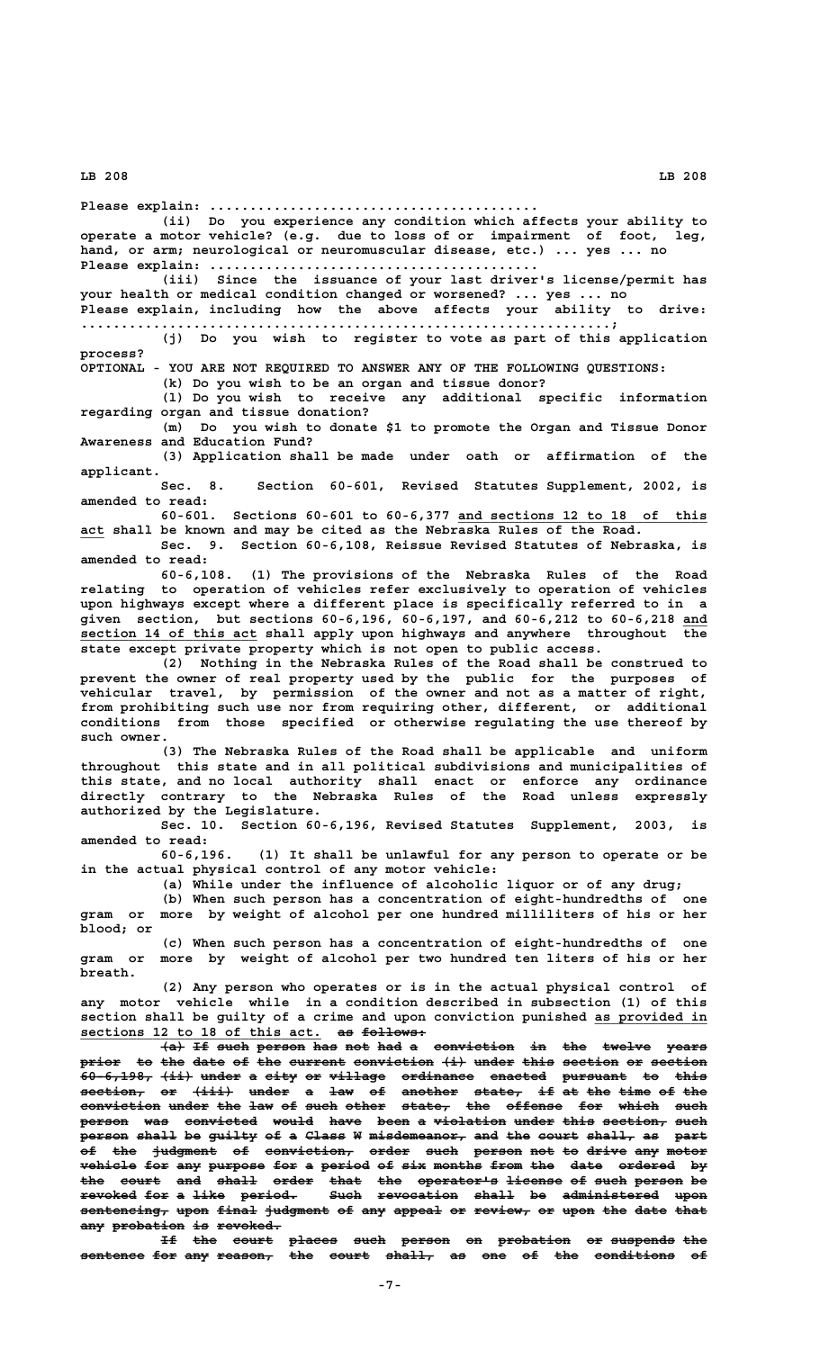Please explain: ........................................

(ii) Do you experience any condition which affects your ability to operate a motor vehicle? (e.g. due to loss of or impairment of foot, leg, hand, or arm; neurological or neuromuscular disease, etc.) ... yes ... no

Please explain: ........................................

(iii) Since the issuance of your last driver's license/permit has your health or medical condition changed or worsened? ... yes ... no

Please explain, including how the above affects your ability to drive: ................................................................;

(j) Do you wish to register to vote as part of this application process?

OPTIONAL - YOU ARE NOT REQUIRED TO ANSWER ANY OF THE FOLLOWING QUESTIONS:

(k) Do you wish to be an organ and tissue donor?

(l) Do you wish to receive any additional specific information regarding organ and tissue donation?

(m) Do you wish to donate $1 to promote the Organ and Tissue Donor Awareness and Education Fund?

(3) Application shall be made under oath or affirmation of the applicant.

Sec. 8. Section 60-601, Revised Statutes Supplement, 2002, is amended to read:

60-601. Sections 60-601 to 60-6,377 and sections 12 to 18 of this act shall be known and may be cited as the Nebraska Rules of the Road.

Sec. 9. Section 60-6,108, Reissue Revised Statutes of Nebraska, is amended to read:

60-6,108. (1) The provisions of the Nebraska Rules of the Road relating to operation of vehicles refer exclusively to operation of vehicles upon highways except where a different place is specifically referred to in a given section, but sections 60-6,196, 60-6,197, and 60-6,212 to 60-6,218 and section 14 of this act shall apply upon highways and anywhere throughout the state except private property which is not open to public access.

(2) Nothing in the Nebraska Rules of the Road shall be construed to prevent the owner of real property used by the public for the purposes of vehicular travel, by permission of the owner and not as a matter of right, from prohibiting such use nor from requiring other, different, or additional conditions from those specified or otherwise regulating the use thereof by such owner.

(3) The Nebraska Rules of the Road shall be applicable and uniform throughout this state and in all political subdivisions and municipalities of this state, and no local authority shall enact or enforce any ordinance directly contrary to the Nebraska Rules of the Road unless expressly authorized by the Legislature.

Sec. 10. Section 60-6,196, Revised Statutes Supplement, 2003, is amended to read:

60-6,196. (1) It shall be unlawful for any person to operate or be in the actual physical control of any motor vehicle:

(a) While under the influence of alcoholic liquor or of any drug;

(b) When such person has a concentration of eight-hundredths of one gram or more by weight of alcohol per one hundred milliliters of his or her blood; or

(c) When such person has a concentration of eight-hundredths of one gram or more by weight of alcohol per two hundred ten liters of his or her breath.

(2) Any person who operates or is in the actual physical control of any motor vehicle while in a condition described in subsection (1) of this section shall be guilty of a crime and upon conviction punished as provided in sections 12 to 18 of this act. ~~as follows:~~

~~(a) If such person has not had a conviction in the twelve years prior to the date of the current conviction (i) under this section or section 60-6,198, (ii) under a city or village ordinance enacted pursuant to this section, or (iii) under a law of another state, if at the time of the conviction under the law of such other state, the offense for which such person was convicted would have been a violation under this section, such person shall be guilty of a Class W misdemeanor, and the court shall, as part of the judgment of conviction, order such person not to drive any motor vehicle for any purpose for a period of six months from the date ordered by the court and shall order that the operator's license of such person be revoked for a like period. Such revocation shall be administered upon sentencing, upon final judgment of any appeal or review, or upon the date that any probation is revoked.~~

~~If the court places such person on probation or suspends the sentence for any reason, the court shall, as one of the conditions of~~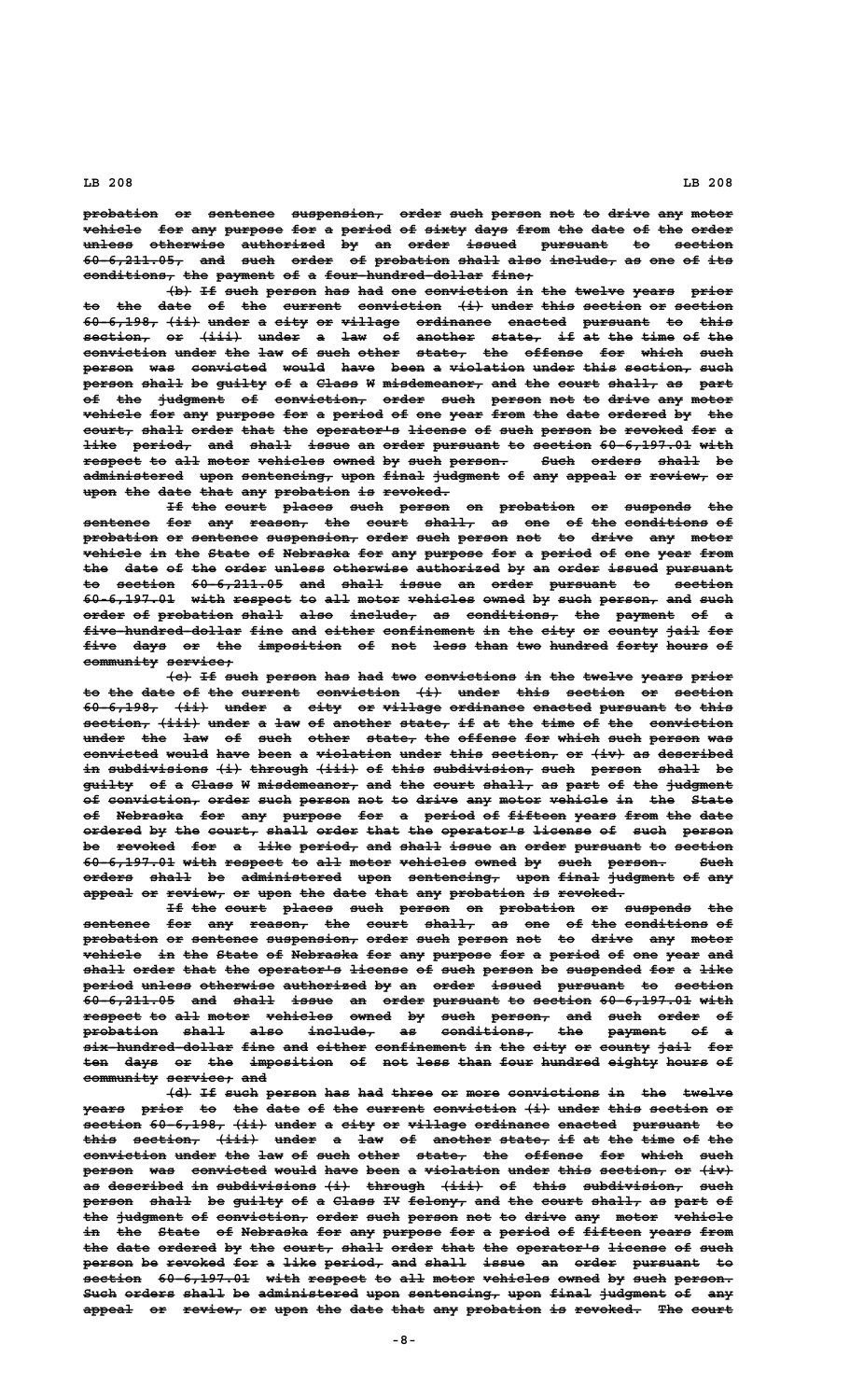probation or sentence suspension, order such person not to drive any motor vehicle for any purpose for a period of sixty days from the date of the order unless otherwise authorized by an order issued pursuant to section 60-6,211.05, and such order of probation shall also include, as one of its conditions, the payment of a four-hundred-dollar fine;

(b) If such person has had one conviction in the twelve years prior to the date of the current conviction (i) under this section or section 60-6,198, (ii) under a city or village ordinance enacted pursuant to this section, or (iii) under a law of another state, if at the time of the conviction under the law of such other state, the offense for which such person was convicted would have been a violation under this section, such person shall be guilty of a Class W misdemeanor, and the court shall, as part of the judgment of conviction, order such person not to drive any motor vehicle for any purpose for a period of one year from the date ordered by the court, shall order that the operator's license of such person be revoked for a like period, and shall issue an order pursuant to section 60-6,197.01 with respect to all motor vehicles owned by such person. Such orders shall be administered upon sentencing, upon final judgment of any appeal or review, or upon the date that any probation is revoked.

If the court places such person on probation or suspends the sentence for any reason, the court shall, as one of the conditions of probation or sentence suspension, order such person not to drive any motor vehicle in the State of Nebraska for any purpose for a period of one year from the date of the order unless otherwise authorized by an order issued pursuant to section 60-6,211.05 and shall issue an order pursuant to section 60-6,197.01 with respect to all motor vehicles owned by such person, and such order of probation shall also include, as conditions, the payment of a five-hundred-dollar fine and either confinement in the city or county jail for five days or the imposition of not less than two hundred forty hours of community service;

(c) If such person has had two convictions in the twelve years prior to the date of the current conviction (i) under this section or section 60-6,198, (ii) under a city or village ordinance enacted pursuant to this section, (iii) under a law of another state, if at the time of the conviction under the law of such other state, the offense for which such person was convicted would have been a violation under this section, or (iv) as described in subdivisions (i) through (iii) of this subdivision, such person shall be guilty of a Class W misdemeanor, and the court shall, as part of the judgment of conviction, order such person not to drive any motor vehicle in the State of Nebraska for any purpose for a period of fifteen years from the date ordered by the court, shall order that the operator's license of such person be revoked for a like period, and shall issue an order pursuant to section 60-6,197.01 with respect to all motor vehicles owned by such person. Such orders shall be administered upon sentencing, upon final judgment of any appeal or review, or upon the date that any probation is revoked.

If the court places such person on probation or suspends the sentence for any reason, the court shall, as one of the conditions of probation or sentence suspension, order such person not to drive any motor vehicle in the State of Nebraska for any purpose for a period of one year and shall order that the operator's license of such person be suspended for a like period unless otherwise authorized by an order issued pursuant to section 60-6,211.05 and shall issue an order pursuant to section 60-6,197.01 with respect to all motor vehicles owned by such person, and such order of probation shall also include, as conditions, the payment of a six-hundred-dollar fine and either confinement in the city or county jail for ten days or the imposition of not less than four hundred eighty hours of community service; and

(d) If such person has had three or more convictions in the twelve years prior to the date of the current conviction (i) under this section or section 60-6,198, (ii) under a city or village ordinance enacted pursuant to this section, (iii) under a law of another state, if at the time of the conviction under the law of such other state, the offense for which such person was convicted would have been a violation under this section, or (iv) as described in subdivisions (i) through (iii) of this subdivision, such person shall be guilty of a Class IV felony, and the court shall, as part of the judgment of conviction, order such person not to drive any motor vehicle in the State of Nebraska for any purpose for a period of fifteen years from the date ordered by the court, shall order that the operator's license of such person be revoked for a like period, and shall issue an order pursuant to section 60-6,197.01 with respect to all motor vehicles owned by such person. Such orders shall be administered upon sentencing, upon final judgment of any appeal or review, or upon the date that any probation is revoked. The court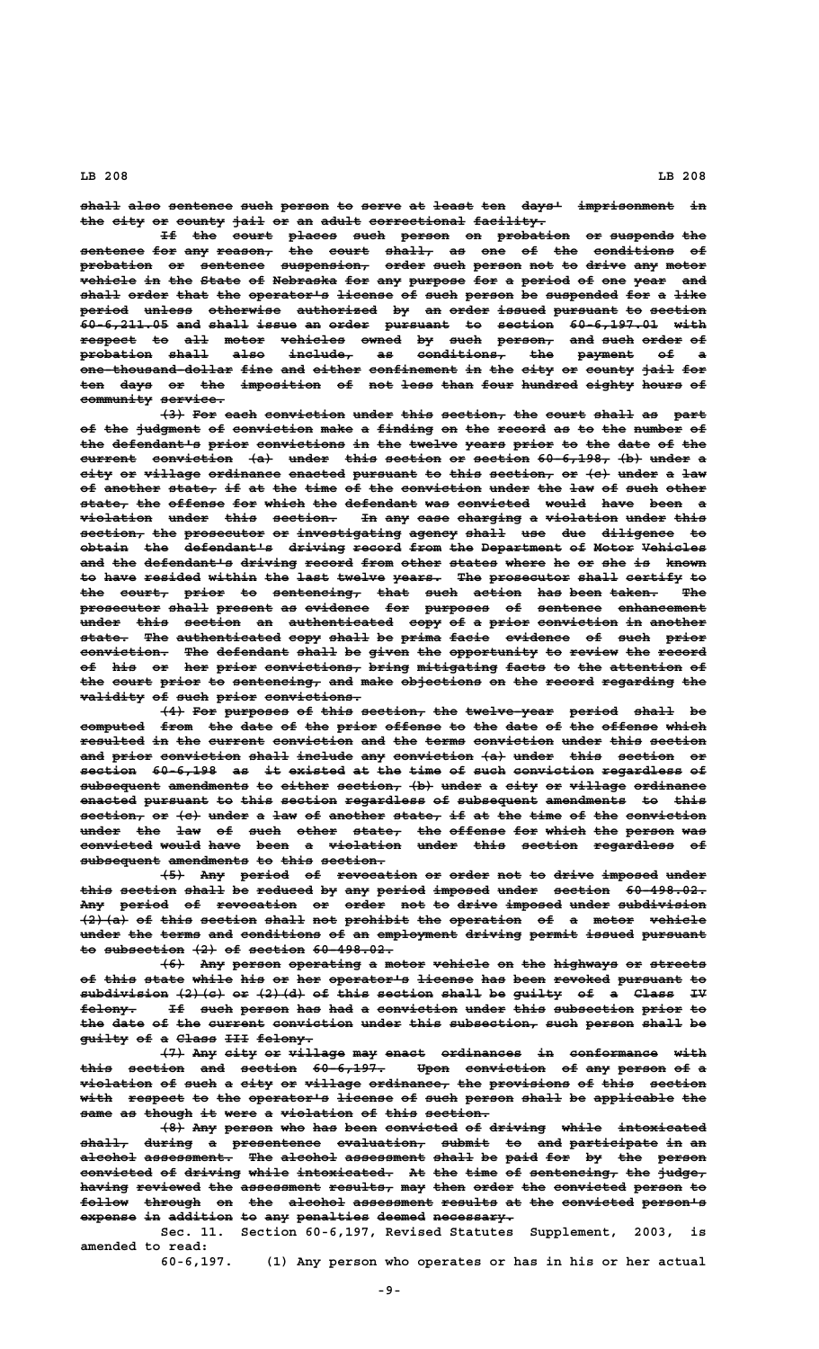shall also sentence such person to serve at least ten days' imprisonment in the city or county jail or an adult correctional facility.

If the court places such person on probation or suspends the sentence for any reason, the court shall, as one of the conditions of probation or sentence suspension, order such person not to drive any motor vehicle in the State of Nebraska for any purpose for a period of one year and shall order that the operator's license of such person be suspended for a like period unless otherwise authorized by an order issued pursuant to section 60-6,211.05 and shall issue an order pursuant to section 60-6,197.01 with respect to all motor vehicles owned by such person, and such order of probation shall also include, as conditions, the payment of a one-thousand-dollar fine and either confinement in the city or county jail for ten days or the imposition of not less than four hundred eighty hours of community service.

(3) For each conviction under this section, the court shall as part of the judgment of conviction make a finding on the record as to the number of the defendant's prior convictions in the twelve years prior to the date of the current conviction (a) under this section or section 60-6,198, (b) under a city or village ordinance enacted pursuant to this section, or (c) under a law of another state, if at the time of the conviction under the law of such other state, the offense for which the defendant was convicted would have been a violation under this section. In any case charging a violation under this section, the prosecutor or investigating agency shall use due diligence to obtain the defendant's driving record from the Department of Motor Vehicles and the defendant's driving record from other states where he or she is known to have resided within the last twelve years. The prosecutor shall certify to the court, prior to sentencing, that such action has been taken. The prosecutor shall present as evidence for purposes of sentence enhancement under this section an authenticated copy of a prior conviction in another state. The authenticated copy shall be prima facie evidence of such prior conviction. The defendant shall be given the opportunity to review the record of his or her prior convictions, bring mitigating facts to the attention of the court prior to sentencing, and make objections on the record regarding the validity of such prior convictions.

(4) For purposes of this section, the twelve-year period shall be computed from the date of the prior offense to the date of the offense which resulted in the current conviction and the terms conviction under this section and prior conviction shall include any conviction (a) under this section or section 60-6,198 as it existed at the time of such conviction regardless of subsequent amendments to either section, (b) under a city or village ordinance enacted pursuant to this section regardless of subsequent amendments to this section, or (c) under a law of another state, if at the time of the conviction under the law of such other state, the offense for which the person was convicted would have been a violation under this section regardless of subsequent amendments to this section.

(5) Any period of revocation or order not to drive imposed under this section shall be reduced by any period imposed under section 60-498.02. Any period of revocation or order not to drive imposed under subdivision (2)(a) of this section shall not prohibit the operation of a motor vehicle under the terms and conditions of an employment driving permit issued pursuant to subsection (2) of section 60-498.02.

(6) Any person operating a motor vehicle on the highways or streets of this state while his or her operator's license has been revoked pursuant to subdivision (2)(c) or (2)(d) of this section shall be guilty of a Class IV felony. If such person has had a conviction under this subsection prior to the date of the current conviction under this subsection, such person shall be guilty of a Class III felony.

(7) Any city or village may enact ordinances in conformance with this section and section 60-6,197. Upon conviction of any person of a violation of such a city or village ordinance, the provisions of this section with respect to the operator's license of such person shall be applicable the same as though it were a violation of this section.

(8) Any person who has been convicted of driving while intoxicated shall, during a presentence evaluation, submit to and participate in an alcohol assessment. The alcohol assessment shall be paid for by the person convicted of driving while intoxicated. At the time of sentencing, the judge, having reviewed the assessment results, may then order the convicted person to follow through on the alcohol assessment results at the convicted person's expense in addition to any penalties deemed necessary.

Sec. 11. Section 60-6,197, Revised Statutes Supplement, 2003, is amended to read:

60-6,197. (1) Any person who operates or has in his or her actual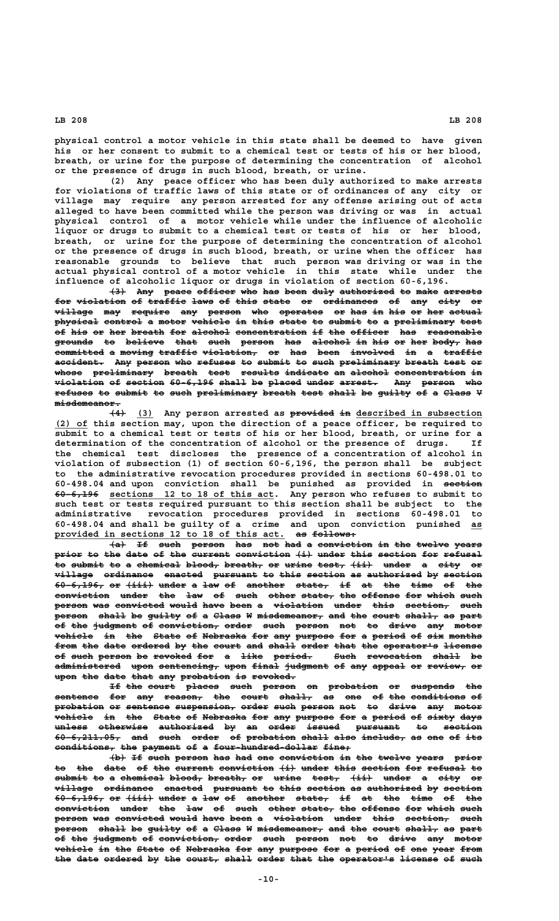physical control a motor vehicle in this state shall be deemed to have given his or her consent to submit to a chemical test or tests of his or her blood, breath, or urine for the purpose of determining the concentration of alcohol or the presence of drugs in such blood, breath, or urine.

(2) Any peace officer who has been duly authorized to make arrests for violations of traffic laws of this state or of ordinances of any city or village may require any person arrested for any offense arising out of acts alleged to have been committed while the person was driving or was in actual physical control of a motor vehicle while under the influence of alcoholic liquor or drugs to submit to a chemical test or tests of his or her blood, breath, or urine for the purpose of determining the concentration of alcohol or the presence of drugs in such blood, breath, or urine when the officer has reasonable grounds to believe that such person was driving or was in the actual physical control of a motor vehicle in this state while under the influence of alcoholic liquor or drugs in violation of section 60-6,196.

~~(3) Any peace officer who has been duly authorized to make arrests for violation of traffic laws of this state or ordinances of any city or village may require any person who operates or has in his or her actual physical control a motor vehicle in this state to submit to a preliminary test of his or her breath for alcohol concentration if the officer has reasonable grounds to believe that such person has alcohol in his or her body, has committed a moving traffic violation, or has been involved in a traffic accident. Any person who refuses to submit to such preliminary breath test or whose preliminary breath test results indicate an alcohol concentration in violation of section 60-6,196 shall be placed under arrest. Any person who refuses to submit to such preliminary breath test shall be guilty of a Class V misdemeanor.~~

~~(4)~~ (3) Any person arrested as ~~provided in~~ described in subsection (2) of this section may, upon the direction of a peace officer, be required to submit to a chemical test or tests of his or her blood, breath, or urine for a determination of the concentration of alcohol or the presence of drugs. If the chemical test discloses the presence of a concentration of alcohol in violation of subsection (1) of section 60-6,196, the person shall be subject to the administrative revocation procedures provided in sections 60-498.01 to 60-498.04 and upon conviction shall be punished as provided in ~~section 60-6,196~~ sections 12 to 18 of this act. Any person who refuses to submit to such test or tests required pursuant to this section shall be subject to the administrative revocation procedures provided in sections 60-498.01 to 60-498.04 and shall be guilty of a crime and upon conviction punished as provided in sections 12 to 18 of this act. ~~as follows:~~

~~(a) If such person has not had a conviction in the twelve years prior to the date of the current conviction (i) under this section for refusal to submit to a chemical blood, breath, or urine test, (ii) under a city or village ordinance enacted pursuant to this section as authorized by section 60-6,196, or (iii) under a law of another state, if at the time of the conviction under the law of such other state, the offense for which such person was convicted would have been a violation under this section, such person shall be guilty of a Class W misdemeanor, and the court shall, as part of the judgment of conviction, order such person not to drive any motor vehicle in the State of Nebraska for any purpose for a period of six months from the date ordered by the court and shall order that the operator's license of such person be revoked for a like period. Such revocation shall be administered upon sentencing, upon final judgment of any appeal or review, or upon the date that any probation is revoked.~~

~~If the court places such person on probation or suspends the sentence for any reason, the court shall, as one of the conditions of probation or sentence suspension, order such person not to drive any motor vehicle in the State of Nebraska for any purpose for a period of sixty days unless otherwise authorized by an order issued pursuant to section 60-6,211.05, and such order of probation shall also include, as one of its conditions, the payment of a four-hundred-dollar fine;~~

~~(b) If such person has had one conviction in the twelve years prior to the date of the current conviction (i) under this section for refusal to submit to a chemical blood, breath, or urine test, (ii) under a city or village ordinance enacted pursuant to this section as authorized by section 60-6,196, or (iii) under a law of another state, if at the time of the conviction under the law of such other state, the offense for which such person was convicted would have been a violation under this section, such person shall be guilty of a Class W misdemeanor, and the court shall, as part of the judgment of conviction, order such person not to drive any motor vehicle in the State of Nebraska for any purpose for a period of one year from the date ordered by the court, shall order that the operator's license of such~~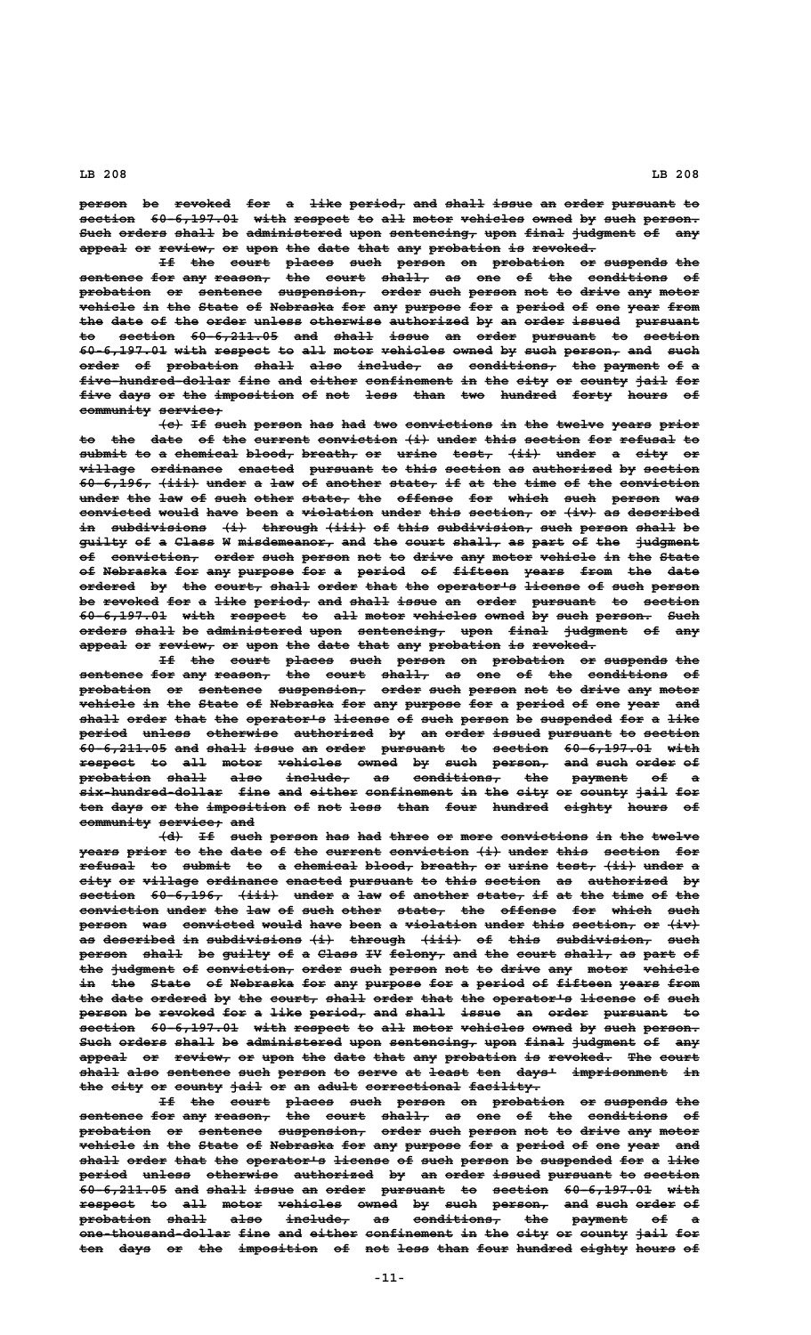person be revoked for a like period, and shall issue an order pursuant to section 60-6,197.01 with respect to all motor vehicles owned by such person. Such orders shall be administered upon sentencing, upon final judgment of any appeal or review, or upon the date that any probation is revoked.

If the court places such person on probation or suspends the sentence for any reason, the court shall, as one of the conditions of probation or sentence suspension, order such person not to drive any motor vehicle in the State of Nebraska for any purpose for a period of one year from the date of the order unless otherwise authorized by an order issued pursuant to section 60-6,211.05 and shall issue an order pursuant to section 60-6,197.01 with respect to all motor vehicles owned by such person, and such order of probation shall also include, as conditions, the payment of a five-hundred-dollar fine and either confinement in the city or county jail for five days or the imposition of not less than two hundred forty hours of community service;

(c) If such person has had two convictions in the twelve years prior to the date of the current conviction (i) under this section for refusal to submit to a chemical blood, breath, or urine test, (ii) under a city or village ordinance enacted pursuant to this section as authorized by section 60-6,196, (iii) under a law of another state, if at the time of the conviction under the law of such other state, the offense for which such person was convicted would have been a violation under this section, or (iv) as described in subdivisions (i) through (iii) of this subdivision, such person shall be guilty of a Class W misdemeanor, and the court shall, as part of the judgment of conviction, order such person not to drive any motor vehicle in the State of Nebraska for any purpose for a period of fifteen years from the date ordered by the court, shall order that the operator's license of such person be revoked for a like period, and shall issue an order pursuant to section 60-6,197.01 with respect to all motor vehicles owned by such person. Such orders shall be administered upon sentencing, upon final judgment of any appeal or review, or upon the date that any probation is revoked.

If the court places such person on probation or suspends the sentence for any reason, the court shall, as one of the conditions of probation or sentence suspension, order such person not to drive any motor vehicle in the State of Nebraska for any purpose for a period of one year and shall order that the operator's license of such person be suspended for a like period unless otherwise authorized by an order issued pursuant to section 60-6,211.05 and shall issue an order pursuant to section 60-6,197.01 with respect to all motor vehicles owned by such person, and such order of probation shall also include, as conditions, the payment of a six-hundred-dollar fine and either confinement in the city or county jail for ten days or the imposition of not less than four hundred eighty hours of community service; and

(d) If such person has had three or more convictions in the twelve years prior to the date of the current conviction (i) under this section for refusal to submit to a chemical blood, breath, or urine test, (ii) under a city or village ordinance enacted pursuant to this section as authorized by section 60-6,196, (iii) under a law of another state, if at the time of the conviction under the law of such other state, the offense for which such person was convicted would have been a violation under this section, or (iv) as described in subdivisions (i) through (iii) of this subdivision, such person shall be guilty of a Class IV felony, and the court shall, as part of the judgment of conviction, order such person not to drive any motor vehicle in the State of Nebraska for any purpose for a period of fifteen years from the date ordered by the court, shall order that the operator's license of such person be revoked for a like period, and shall issue an order pursuant to section 60-6,197.01 with respect to all motor vehicles owned by such person. Such orders shall be administered upon sentencing, upon final judgment of any appeal or review, or upon the date that any probation is revoked. The court shall also sentence such person to serve at least ten days' imprisonment in the city or county jail or an adult correctional facility.

If the court places such person on probation or suspends the sentence for any reason, the court shall, as one of the conditions of probation or sentence suspension, order such person not to drive any motor vehicle in the State of Nebraska for any purpose for a period of one year and shall order that the operator's license of such person be suspended for a like period unless otherwise authorized by an order issued pursuant to section 60-6,211.05 and shall issue an order pursuant to section 60-6,197.01 with respect to all motor vehicles owned by such person, and such order of probation shall also include, as conditions, the payment of a one-thousand-dollar fine and either confinement in the city or county jail for ten days or the imposition of not less than four hundred eighty hours of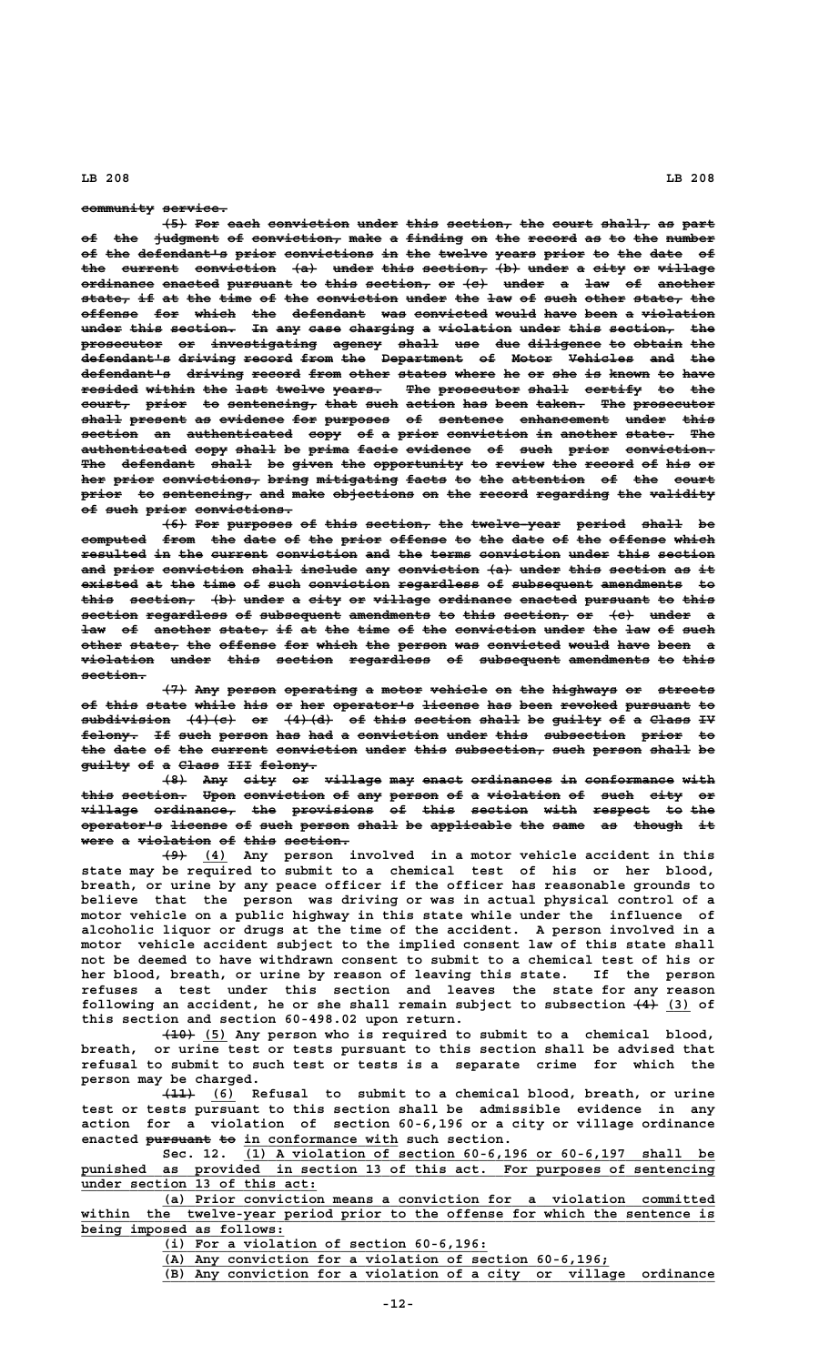~~community service.~~

~~(5) For each conviction under this section, the court shall, as part of the judgment of conviction, make a finding on the record as to the number of the defendant's prior convictions in the twelve years prior to the date of the current conviction (a) under this section, (b) under a city or village ordinance enacted pursuant to this section, or (c) under a law of another state, if at the time of the conviction under the law of such other state, the offense for which the defendant was convicted would have been a violation under this section. In any case charging a violation under this section, the prosecutor or investigating agency shall use due diligence to obtain the defendant's driving record from the Department of Motor Vehicles and the defendant's driving record from other states where he or she is known to have resided within the last twelve years. The prosecutor shall certify to the court, prior to sentencing, that such action has been taken. The prosecutor shall present as evidence for purposes of sentence enhancement under this section an authenticated copy of a prior conviction in another state. The authenticated copy shall be prima facie evidence of such prior conviction. The defendant shall be given the opportunity to review the record of his or her prior convictions, bring mitigating facts to the attention of the court prior to sentencing, and make objections on the record regarding the validity of such prior convictions.~~

~~(6) For purposes of this section, the twelve-year period shall be computed from the date of the prior offense to the date of the offense which resulted in the current conviction and the terms conviction under this section and prior conviction shall include any conviction (a) under this section as it existed at the time of such conviction regardless of subsequent amendments to this section, (b) under a city or village ordinance enacted pursuant to this section regardless of subsequent amendments to this section, or (c) under a law of another state, if at the time of the conviction under the law of such other state, the offense for which the person was convicted would have been a violation under this section regardless of subsequent amendments to this section.~~

~~(7) Any person operating a motor vehicle on the highways or streets of this state while his or her operator's license has been revoked pursuant to subdivision (4)(c) or (4)(d) of this section shall be guilty of a Class IV felony. If such person has had a conviction under this subsection prior to the date of the current conviction under this subsection, such person shall be guilty of a Class III felony.~~

~~(8) Any city or village may enact ordinances in conformance with this section. Upon conviction of any person of a violation of such city or village ordinance, the provisions of this section with respect to the operator's license of such person shall be applicable the same as though it were a violation of this section.~~

~~(9)~~ (4) Any person involved in a motor vehicle accident in this state may be required to submit to a chemical test of his or her blood, breath, or urine by any peace officer if the officer has reasonable grounds to believe that the person was driving or was in actual physical control of a motor vehicle on a public highway in this state while under the influence of alcoholic liquor or drugs at the time of the accident. A person involved in a motor vehicle accident subject to the implied consent law of this state shall not be deemed to have withdrawn consent to submit to a chemical test of his or her blood, breath, or urine by reason of leaving this state. If the person refuses a test under this section and leaves the state for any reason following an accident, he or she shall remain subject to subsection ~~(4)~~ (3) of this section and section 60-498.02 upon return.

~~(10)~~ (5) Any person who is required to submit to a chemical blood, breath, or urine test or tests pursuant to this section shall be advised that refusal to submit to such test or tests is a separate crime for which the person may be charged.

~~(11)~~ (6) Refusal to submit to a chemical blood, breath, or urine test or tests pursuant to this section shall be admissible evidence in any action for a violation of section 60-6,196 or a city or village ordinance enacted ~~pursuant to~~ in conformance with such section.

Sec. 12. (1) A violation of section 60-6,196 or 60-6,197 shall be punished as provided in section 13 of this act. For purposes of sentencing under section 13 of this act:

(a) Prior conviction means a conviction for a violation committed within the twelve-year period prior to the offense for which the sentence is being imposed as follows:

(i) For a violation of section 60-6,196:

(A) Any conviction for a violation of section 60-6,196;

(B) Any conviction for a violation of a city or village ordinance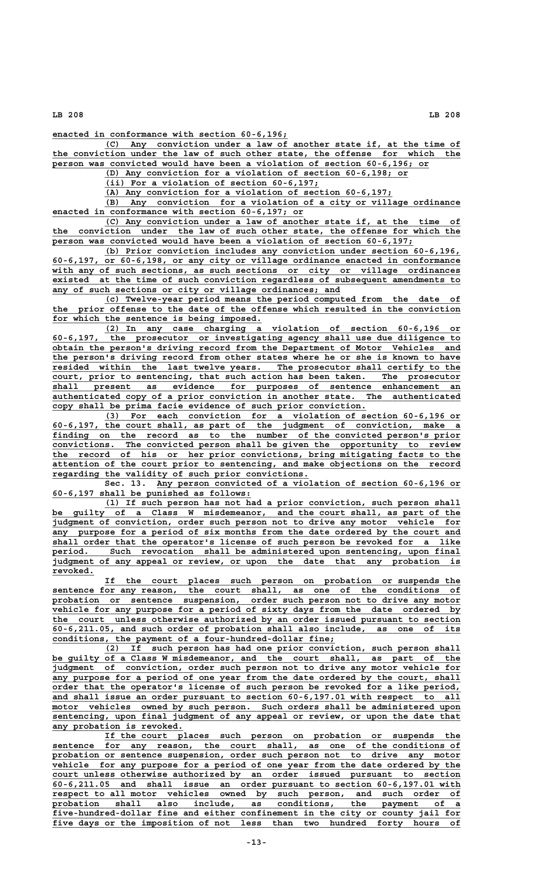enacted in conformance with section 60-6,196;

(C) Any conviction under a law of another state if, at the time of the conviction under the law of such other state, the offense for which the person was convicted would have been a violation of section 60-6,196; or

(D) Any conviction for a violation of section 60-6,198; or

(ii) For a violation of section 60-6,197;

(A) Any conviction for a violation of section 60-6,197;

(B) Any conviction for a violation of a city or village ordinance enacted in conformance with section 60-6,197; or

(C) Any conviction under a law of another state if, at the time of the conviction under the law of such other state, the offense for which the person was convicted would have been a violation of section 60-6,197;

(b) Prior conviction includes any conviction under section 60-6,196, 60-6,197, or 60-6,198, or any city or village ordinance enacted in conformance with any of such sections, as such sections or city or village ordinances existed at the time of such conviction regardless of subsequent amendments to any of such sections or city or village ordinances; and

(c) Twelve-year period means the period computed from the date of the prior offense to the date of the offense which resulted in the conviction for which the sentence is being imposed.

(2) In any case charging a violation of section 60-6,196 or 60-6,197, the prosecutor or investigating agency shall use due diligence to obtain the person's driving record from the Department of Motor Vehicles and the person's driving record from other states where he or she is known to have resided within the last twelve years. The prosecutor shall certify to the court, prior to sentencing, that such action has been taken. The prosecutor shall present as evidence for purposes of sentence enhancement an authenticated copy of a prior conviction in another state. The authenticated copy shall be prima facie evidence of such prior conviction.

(3) For each conviction for a violation of section 60-6,196 or 60-6,197, the court shall, as part of the judgment of conviction, make a finding on the record as to the number of the convicted person's prior convictions. The convicted person shall be given the opportunity to review the record of his or her prior convictions, bring mitigating facts to the attention of the court prior to sentencing, and make objections on the record regarding the validity of such prior convictions.

Sec. 13. Any person convicted of a violation of section 60-6,196 or 60-6,197 shall be punished as follows:

(1) If such person has not had a prior conviction, such person shall be guilty of a Class W misdemeanor, and the court shall, as part of the judgment of conviction, order such person not to drive any motor vehicle for any purpose for a period of six months from the date ordered by the court and shall order that the operator's license of such person be revoked for a like period. Such revocation shall be administered upon sentencing, upon final judgment of any appeal or review, or upon the date that any probation is revoked.

If the court places such person on probation or suspends the sentence for any reason, the court shall, as one of the conditions of probation or sentence suspension, order such person not to drive any motor vehicle for any purpose for a period of sixty days from the date ordered by the court unless otherwise authorized by an order issued pursuant to section 60-6,211.05, and such order of probation shall also include, as one of its conditions, the payment of a four-hundred-dollar fine;

(2) If such person has had one prior conviction, such person shall be guilty of a Class W misdemeanor, and the court shall, as part of the judgment of conviction, order such person not to drive any motor vehicle for any purpose for a period of one year from the date ordered by the court, shall order that the operator's license of such person be revoked for a like period, and shall issue an order pursuant to section 60-6,197.01 with respect to all motor vehicles owned by such person. Such orders shall be administered upon sentencing, upon final judgment of any appeal or review, or upon the date that any probation is revoked.

If the court places such person on probation or suspends the sentence for any reason, the court shall, as one of the conditions of probation or sentence suspension, order such person not to drive any motor vehicle for any purpose for a period of one year from the date ordered by the court unless otherwise authorized by an order issued pursuant to section 60-6,211.05 and shall issue an order pursuant to section 60-6,197.01 with respect to all motor vehicles owned by such person, and such order of probation shall also include, as conditions, the payment of a five-hundred-dollar fine and either confinement in the city or county jail for five days or the imposition of not less than two hundred forty hours of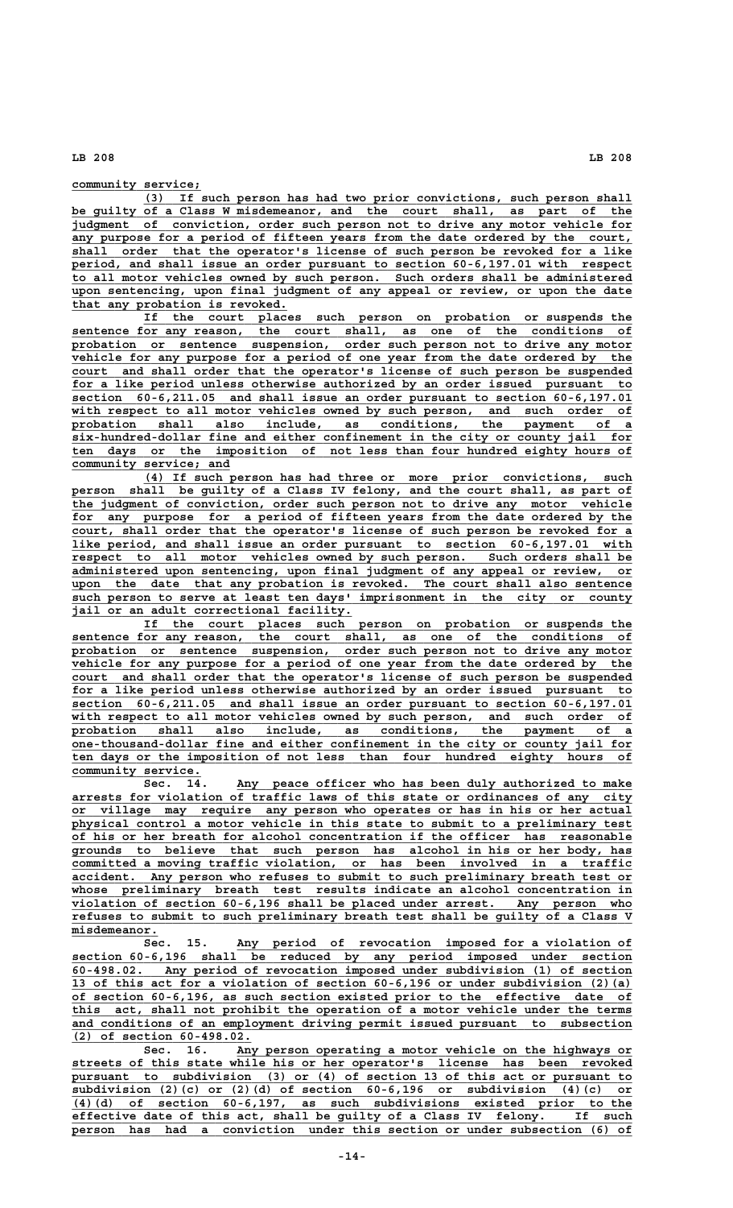community service;

(3) If such person has had two prior convictions, such person shall be guilty of a Class W misdemeanor, and the court shall, as part of the judgment of conviction, order such person not to drive any motor vehicle for any purpose for a period of fifteen years from the date ordered by the court, shall order that the operator's license of such person be revoked for a like period, and shall issue an order pursuant to section 60-6,197.01 with respect to all motor vehicles owned by such person. Such orders shall be administered upon sentencing, upon final judgment of any appeal or review, or upon the date that any probation is revoked.

If the court places such person on probation or suspends the sentence for any reason, the court shall, as one of the conditions of probation or sentence suspension, order such person not to drive any motor vehicle for any purpose for a period of one year from the date ordered by the court and shall order that the operator's license of such person be suspended for a like period unless otherwise authorized by an order issued pursuant to section 60-6,211.05 and shall issue an order pursuant to section 60-6,197.01 with respect to all motor vehicles owned by such person, and such order of probation shall also include, as conditions, the payment of a six-hundred-dollar fine and either confinement in the city or county jail for ten days or the imposition of not less than four hundred eighty hours of community service; and

(4) If such person has had three or more prior convictions, such person shall be guilty of a Class IV felony, and the court shall, as part of the judgment of conviction, order such person not to drive any motor vehicle for any purpose for a period of fifteen years from the date ordered by the court, shall order that the operator's license of such person be revoked for a like period, and shall issue an order pursuant to section 60-6,197.01 with respect to all motor vehicles owned by such person. Such orders shall be administered upon sentencing, upon final judgment of any appeal or review, or upon the date that any probation is revoked. The court shall also sentence such person to serve at least ten days' imprisonment in the city or county jail or an adult correctional facility.

If the court places such person on probation or suspends the sentence for any reason, the court shall, as one of the conditions of probation or sentence suspension, order such person not to drive any motor vehicle for any purpose for a period of one year from the date ordered by the court and shall order that the operator's license of such person be suspended for a like period unless otherwise authorized by an order issued pursuant to section 60-6,211.05 and shall issue an order pursuant to section 60-6,197.01 with respect to all motor vehicles owned by such person, and such order of probation shall also include, as conditions, the payment of a one-thousand-dollar fine and either confinement in the city or county jail for ten days or the imposition of not less than four hundred eighty hours of community service.

Sec. 14. Any peace officer who has been duly authorized to make arrests for violation of traffic laws of this state or ordinances of any city or village may require any person who operates or has in his or her actual physical control a motor vehicle in this state to submit to a preliminary test of his or her breath for alcohol concentration if the officer has reasonable grounds to believe that such person has alcohol in his or her body, has committed a moving traffic violation, or has been involved in a traffic accident. Any person who refuses to submit to such preliminary breath test or whose preliminary breath test results indicate an alcohol concentration in violation of section 60-6,196 shall be placed under arrest. Any person who refuses to submit to such preliminary breath test shall be guilty of a Class V misdemeanor.

Sec. 15. Any period of revocation imposed for a violation of section 60-6,196 shall be reduced by any period imposed under section 60-498.02. Any period of revocation imposed under subdivision (1) of section 13 of this act for a violation of section 60-6,196 or under subdivision (2)(a) of section 60-6,196, as such section existed prior to the effective date of this act, shall not prohibit the operation of a motor vehicle under the terms and conditions of an employment driving permit issued pursuant to subsection (2) of section 60-498.02.

Sec. 16. Any person operating a motor vehicle on the highways or streets of this state while his or her operator's license has been revoked pursuant to subdivision (3) or (4) of section 13 of this act or pursuant to subdivision (2)(c) or (2)(d) of section 60-6,196 or subdivision (4)(c) or (4)(d) of section 60-6,197, as such subdivisions existed prior to the effective date of this act, shall be guilty of a Class IV felony. If such person has had a conviction under this section or under subsection (6) of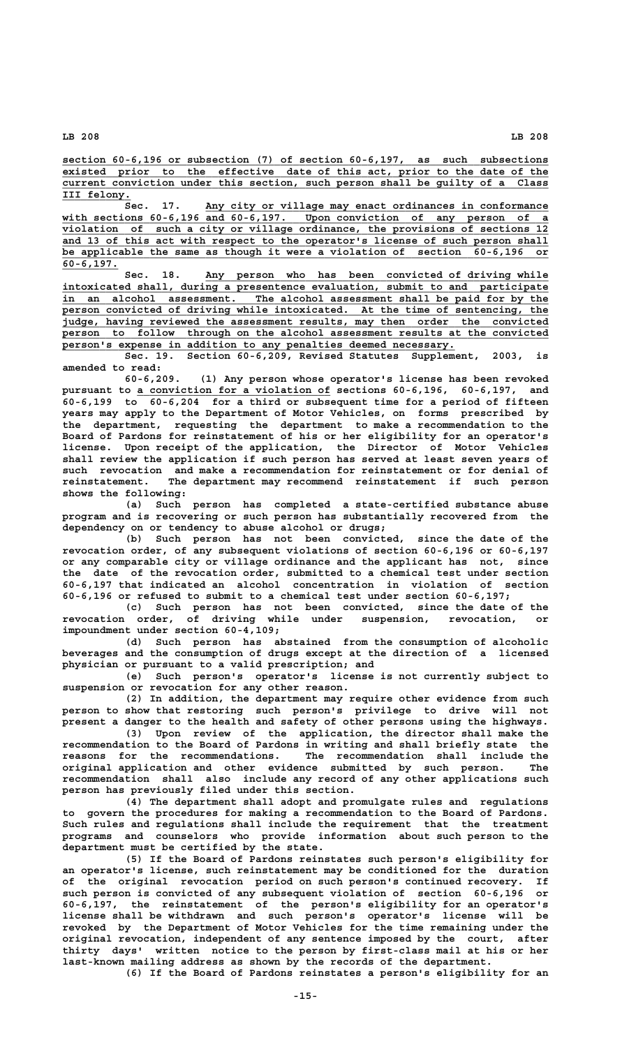section 60-6,196 or subsection (7) of section 60-6,197, as such subsections existed prior to the effective date of this act, prior to the date of the current conviction under this section, such person shall be guilty of a Class III felony.

Sec. 17. Any city or village may enact ordinances in conformance with sections 60-6,196 and 60-6,197. Upon conviction of any person of a violation of such a city or village ordinance, the provisions of sections 12 and 13 of this act with respect to the operator's license of such person shall be applicable the same as though it were a violation of section 60-6,196 or 60-6,197.

Sec. 18. Any person who has been convicted of driving while intoxicated shall, during a presentence evaluation, submit to and participate in an alcohol assessment. The alcohol assessment shall be paid for by the person convicted of driving while intoxicated. At the time of sentencing, the judge, having reviewed the assessment results, may then order the convicted person to follow through on the alcohol assessment results at the convicted person's expense in addition to any penalties deemed necessary.

Sec. 19. Section 60-6,209, Revised Statutes Supplement, 2003, is amended to read:

60-6,209. (1) Any person whose operator's license has been revoked pursuant to a conviction for a violation of sections 60-6,196, 60-6,197, and 60-6,199 to 60-6,204 for a third or subsequent time for a period of fifteen years may apply to the Department of Motor Vehicles, on forms prescribed by the department, requesting the department to make a recommendation to the Board of Pardons for reinstatement of his or her eligibility for an operator's license. Upon receipt of the application, the Director of Motor Vehicles shall review the application if such person has served at least seven years of such revocation and make a recommendation for reinstatement or for denial of reinstatement. The department may recommend reinstatement if such person shows the following:

(a) Such person has completed a state-certified substance abuse program and is recovering or such person has substantially recovered from the dependency on or tendency to abuse alcohol or drugs;

(b) Such person has not been convicted, since the date of the revocation order, of any subsequent violations of section 60-6,196 or 60-6,197 or any comparable city or village ordinance and the applicant has not, since the date of the revocation order, submitted to a chemical test under section 60-6,197 that indicated an alcohol concentration in violation of section 60-6,196 or refused to submit to a chemical test under section 60-6,197;

(c) Such person has not been convicted, since the date of the revocation order, of driving while under suspension, revocation, or impoundment under section 60-4,109;

(d) Such person has abstained from the consumption of alcoholic beverages and the consumption of drugs except at the direction of a licensed physician or pursuant to a valid prescription; and

(e) Such person's operator's license is not currently subject to suspension or revocation for any other reason.

(2) In addition, the department may require other evidence from such person to show that restoring such person's privilege to drive will not present a danger to the health and safety of other persons using the highways.

(3) Upon review of the application, the director shall make the recommendation to the Board of Pardons in writing and shall briefly state the reasons for the recommendations. The recommendation shall include the original application and other evidence submitted by such person. The recommendation shall also include any record of any other applications such person has previously filed under this section.

(4) The department shall adopt and promulgate rules and regulations to govern the procedures for making a recommendation to the Board of Pardons. Such rules and regulations shall include the requirement that the treatment programs and counselors who provide information about such person to the department must be certified by the state.

(5) If the Board of Pardons reinstates such person's eligibility for an operator's license, such reinstatement may be conditioned for the duration of the original revocation period on such person's continued recovery. If such person is convicted of any subsequent violation of section 60-6,196 or 60-6,197, the reinstatement of the person's eligibility for an operator's license shall be withdrawn and such person's operator's license will be revoked by the Department of Motor Vehicles for the time remaining under the original revocation, independent of any sentence imposed by the court, after thirty days' written notice to the person by first-class mail at his or her last-known mailing address as shown by the records of the department.

(6) If the Board of Pardons reinstates a person's eligibility for an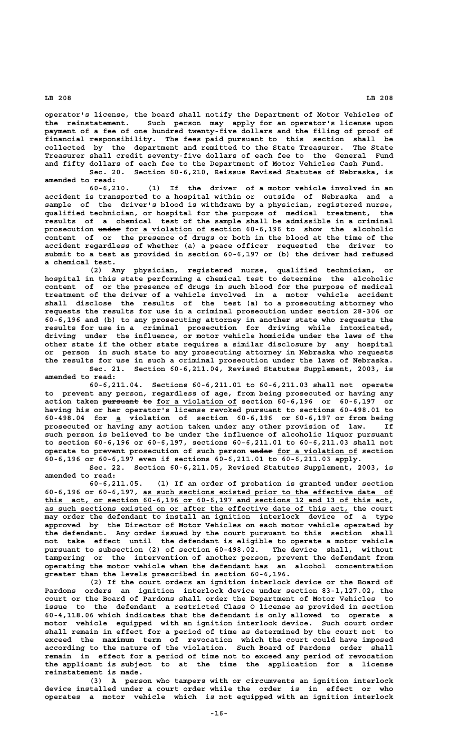operator's license, the board shall notify the Department of Motor Vehicles of the reinstatement. Such person may apply for an operator's license upon payment of a fee of one hundred twenty-five dollars and the filing of proof of financial responsibility. The fees paid pursuant to this section shall be collected by the department and remitted to the State Treasurer. The State Treasurer shall credit seventy-five dollars of each fee to the General Fund and fifty dollars of each fee to the Department of Motor Vehicles Cash Fund.

Sec. 20. Section 60-6,210, Reissue Revised Statutes of Nebraska, is amended to read:

60-6,210. (1) If the driver of a motor vehicle involved in an accident is transported to a hospital within or outside of Nebraska and a sample of the driver's blood is withdrawn by a physician, registered nurse, qualified technician, or hospital for the purpose of medical treatment, the results of a chemical test of the sample shall be admissible in a criminal prosecution ~~under~~ for a violation of section 60-6,196 to show the alcoholic content of or the presence of drugs or both in the blood at the time of the accident regardless of whether (a) a peace officer requested the driver to submit to a test as provided in section 60-6,197 or (b) the driver had refused a chemical test.

(2) Any physician, registered nurse, qualified technician, or hospital in this state performing a chemical test to determine the alcoholic content of or the presence of drugs in such blood for the purpose of medical treatment of the driver of a vehicle involved in a motor vehicle accident shall disclose the results of the test (a) to a prosecuting attorney who requests the results for use in a criminal prosecution under section 28-306 or 60-6,196 and (b) to any prosecuting attorney in another state who requests the results for use in a criminal prosecution for driving while intoxicated, driving under the influence, or motor vehicle homicide under the laws of the other state if the other state requires a similar disclosure by any hospital or person in such state to any prosecuting attorney in Nebraska who requests the results for use in such a criminal prosecution under the laws of Nebraska.

Sec. 21. Section 60-6,211.04, Revised Statutes Supplement, 2003, is amended to read:

60-6,211.04. Sections 60-6,211.01 to 60-6,211.03 shall not operate to prevent any person, regardless of age, from being prosecuted or having any action taken ~~pursuant to~~ for a violation of section 60-6,196 or 60-6,197 or having his or her operator's license revoked pursuant to sections 60-498.01 to 60-498.04 for a violation of section 60-6,196 or 60-6,197 or from being prosecuted or having any action taken under any other provision of law. If such person is believed to be under the influence of alcoholic liquor pursuant to section 60-6,196 or 60-6,197, sections 60-6,211.01 to 60-6,211.03 shall not operate to prevent prosecution of such person ~~under~~ for a violation of section 60-6,196 or 60-6,197 even if sections 60-6,211.01 to 60-6,211.03 apply.

Sec. 22. Section 60-6,211.05, Revised Statutes Supplement, 2003, is amended to read:

60-6,211.05. (1) If an order of probation is granted under section 60-6,196 or 60-6,197, as such sections existed prior to the effective date of this act, or section 60-6,196 or 60-6,197 and sections 12 and 13 of this act, as such sections existed on or after the effective date of this act, the court may order the defendant to install an ignition interlock device of a type approved by the Director of Motor Vehicles on each motor vehicle operated by the defendant. Any order issued by the court pursuant to this section shall not take effect until the defendant is eligible to operate a motor vehicle pursuant to subsection (2) of section 60-498.02. The device shall, without tampering or the intervention of another person, prevent the defendant from operating the motor vehicle when the defendant has an alcohol concentration greater than the levels prescribed in section 60-6,196.

(2) If the court orders an ignition interlock device or the Board of Pardons orders an ignition interlock device under section 83-1,127.02, the court or the Board of Pardons shall order the Department of Motor Vehicles to issue to the defendant a restricted Class O license as provided in section 60-4,118.06 which indicates that the defendant is only allowed to operate a motor vehicle equipped with an ignition interlock device. Such court order shall remain in effect for a period of time as determined by the court not to exceed the maximum term of revocation which the court could have imposed according to the nature of the violation. Such Board of Pardons order shall remain in effect for a period of time not to exceed any period of revocation the applicant is subject to at the time the application for a license reinstatement is made.

(3) A person who tampers with or circumvents an ignition interlock device installed under a court order while the order is in effect or who operates a motor vehicle which is not equipped with an ignition interlock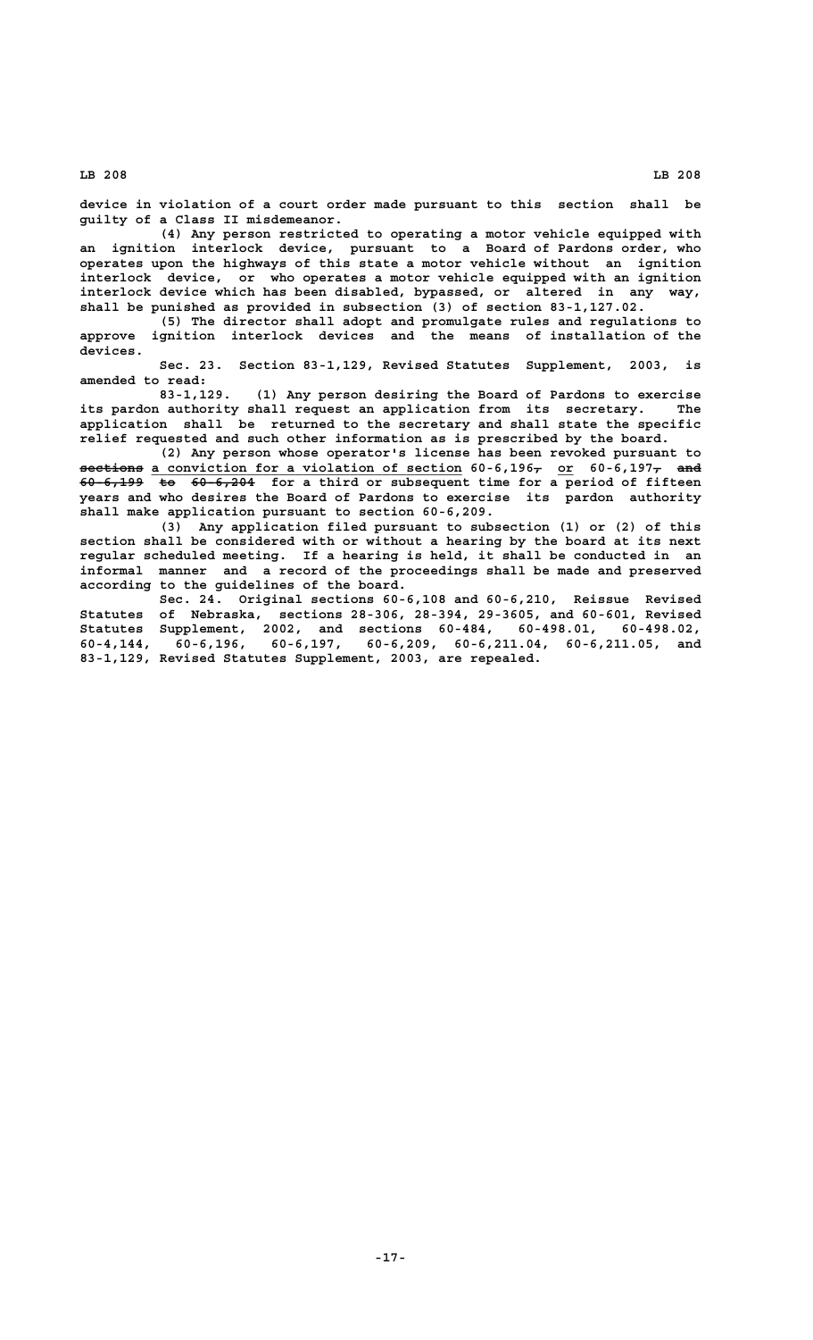device in violation of a court order made pursuant to this section shall be guilty of a Class II misdemeanor.

(4) Any person restricted to operating a motor vehicle equipped with an ignition interlock device, pursuant to a Board of Pardons order, who operates upon the highways of this state a motor vehicle without an ignition interlock device, or who operates a motor vehicle equipped with an ignition interlock device which has been disabled, bypassed, or altered in any way, shall be punished as provided in subsection (3) of section 83-1,127.02.

(5) The director shall adopt and promulgate rules and regulations to approve ignition interlock devices and the means of installation of the devices.

Sec. 23. Section 83-1,129, Revised Statutes Supplement, 2003, is amended to read:

83-1,129. (1) Any person desiring the Board of Pardons to exercise its pardon authority shall request an application from its secretary. The application shall be returned to the secretary and shall state the specific relief requested and such other information as is prescribed by the board.

(2) Any person whose operator's license has been revoked pursuant to ~~sections~~ a conviction for a violation of section 60-6,196~~,~~ or 60-6,197~~, and 60-6,199 to 60-6,204~~ for a third or subsequent time for a period of fifteen years and who desires the Board of Pardons to exercise its pardon authority shall make application pursuant to section 60-6,209.

(3) Any application filed pursuant to subsection (1) or (2) of this section shall be considered with or without a hearing by the board at its next regular scheduled meeting. If a hearing is held, it shall be conducted in an informal manner and a record of the proceedings shall be made and preserved according to the guidelines of the board.

Sec. 24. Original sections 60-6,108 and 60-6,210, Reissue Revised Statutes of Nebraska, sections 28-306, 28-394, 29-3605, and 60-601, Revised Statutes Supplement, 2002, and sections 60-484, 60-498.01, 60-498.02, 60-4,144, 60-6,196, 60-6,197, 60-6,209, 60-6,211.04, 60-6,211.05, and 83-1,129, Revised Statutes Supplement, 2003, are repealed.